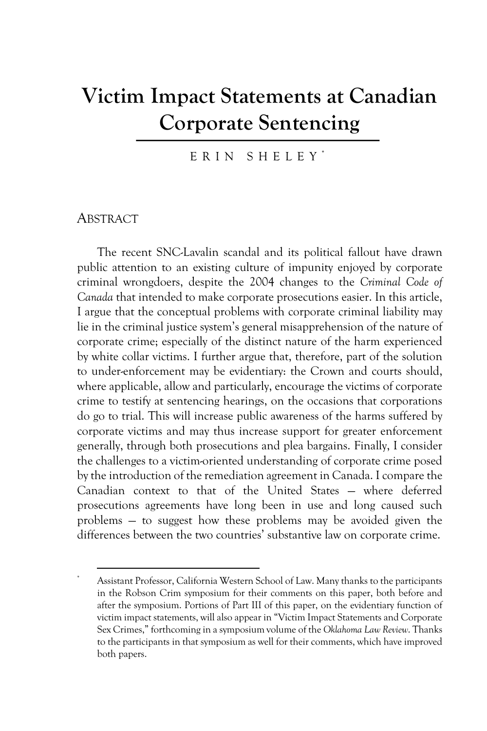# Victim Impact Statements at Canadian Corporate Sentencing

ERIN SHELEY[*]

## ABSTRACT

The recent SNC-Lavalin scandal and its political fallout have drawn public attention to an existing culture of impunity enjoyed by corporate criminal wrongdoers, despite the 2004 changes to the *Criminal Code of Canada* that intended to make corporate prosecutions easier. In this article, I argue that the conceptual problems with corporate criminal liability may lie in the criminal justice system's general misapprehension of the nature of corporate crime; especially of the distinct nature of the harm experienced by white collar victims. I further argue that, therefore, part of the solution to under-enforcement may be evidentiary: the Crown and courts should, where applicable, allow and particularly, encourage the victims of corporate crime to testify at sentencing hearings, on the occasions that corporations do go to trial. This will increase public awareness of the harms suffered by corporate victims and may thus increase support for greater enforcement generally, through both prosecutions and plea bargains. Finally, I consider the challenges to a victim-oriented understanding of corporate crime posed by the introduction of the remediation agreement in Canada. I compare the Canadian context to that of the United States — where deferred prosecutions agreements have long been in use and long caused such problems — to suggest how these problems may be avoided given the differences between the two countries' substantive law on corporate crime.

---

[*] Assistant Professor, California Western School of Law. Many thanks to the participants in the Robson Crim symposium for their comments on this paper, both before and after the symposium. Portions of Part III of this paper, on the evidentiary function of victim impact statements, will also appear in "Victim Impact Statements and Corporate Sex Crimes," forthcoming in a symposium volume of the *Oklahoma Law Review*. Thanks to the participants in that symposium as well for their comments, which have improved both papers.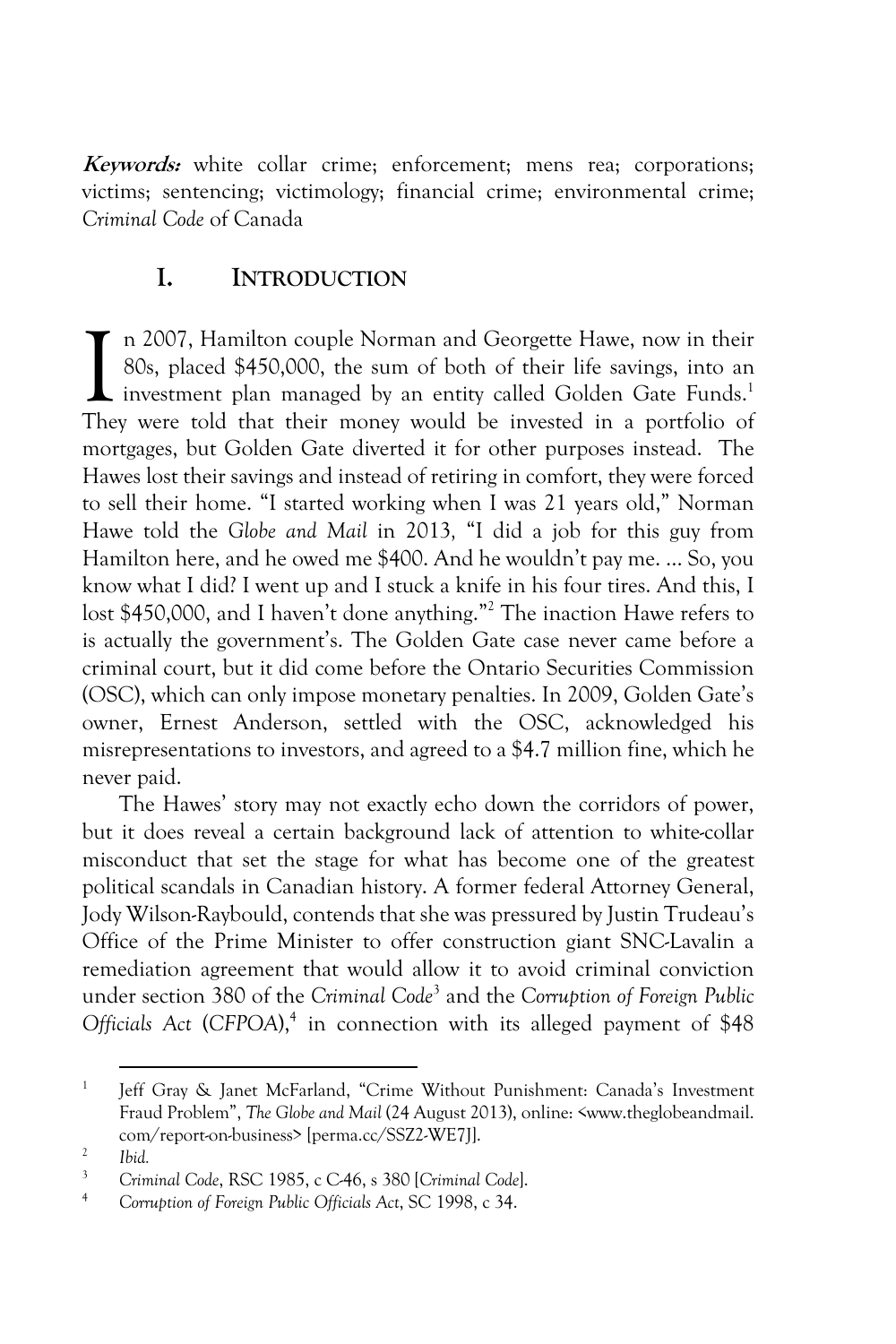**Keywords:** white collar crime; enforcement; mens rea; corporations; victims; sentencing; victimology; financial crime; environmental crime; *Criminal Code* of Canada

## I. INTRODUCTION

In 2007, Hamilton couple Norman and Georgette Hawe, now in their 80s, placed $450,000, the sum of both of their life savings, into an investment plan managed by an entity called Golden Gate Funds.[1] They were told that their money would be invested in a portfolio of mortgages, but Golden Gate diverted it for other purposes instead. The Hawes lost their savings and instead of retiring in comfort, they were forced to sell their home. "I started working when I was 21 years old," Norman Hawe told the *Globe and Mail* in 2013, "I did a job for this guy from Hamilton here, and he owed me $400. And he wouldn't pay me. ... So, you know what I did? I went up and I stuck a knife in his four tires. And this, I lost $450,000, and I haven't done anything."[2] The inaction Hawe refers to is actually the government's. The Golden Gate case never came before a criminal court, but it did come before the Ontario Securities Commission (OSC), which can only impose monetary penalties. In 2009, Golden Gate's owner, Ernest Anderson, settled with the OSC, acknowledged his misrepresentations to investors, and agreed to a $4.7 million fine, which he never paid.

The Hawes' story may not exactly echo down the corridors of power, but it does reveal a certain background lack of attention to white-collar misconduct that set the stage for what has become one of the greatest political scandals in Canadian history. A former federal Attorney General, Jody Wilson-Raybould, contends that she was pressured by Justin Trudeau's Office of the Prime Minister to offer construction giant SNC-Lavalin a remediation agreement that would allow it to avoid criminal conviction under section 380 of the *Criminal Code*[3] and the *Corruption of Foreign Public Officials Act* (*CFPOA*),[4] in connection with its alleged payment of $48

---

[1] Jeff Gray & Janet McFarland, "Crime Without Punishment: Canada's Investment Fraud Problem", *The Globe and Mail* (24 August 2013), online: <www.theglobeandmail.com/report-on-business> [perma.cc/SSZ2-WE7J].

[2] *Ibid.*

[3] *Criminal Code*, RSC 1985, c C-46, s 380 [*Criminal Code*].

[4] *Corruption of Foreign Public Officials Act*, SC 1998, c 34.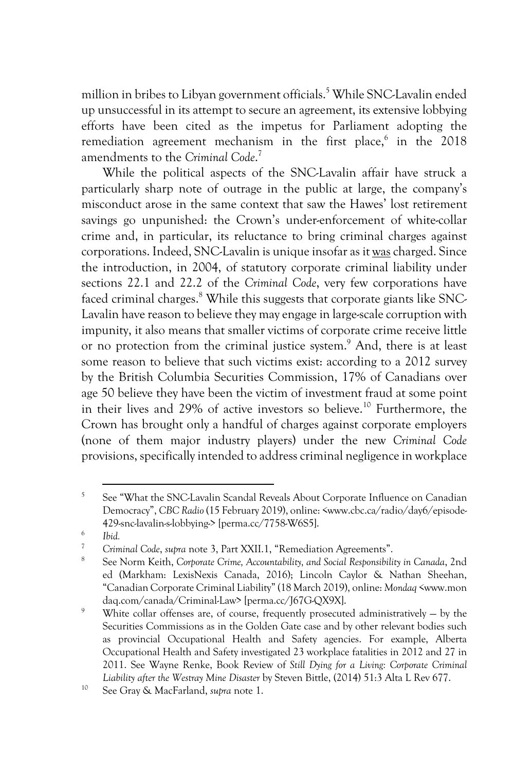million in bribes to Libyan government officials.[5] While SNC-Lavalin ended up unsuccessful in its attempt to secure an agreement, its extensive lobbying efforts have been cited as the impetus for Parliament adopting the remediation agreement mechanism in the first place,[6] in the 2018 amendments to the *Criminal Code*.[7]

While the political aspects of the SNC-Lavalin affair have struck a particularly sharp note of outrage in the public at large, the company's misconduct arose in the same context that saw the Hawes' lost retirement savings go unpunished: the Crown's under-enforcement of white-collar crime and, in particular, its reluctance to bring criminal charges against corporations. Indeed, SNC-Lavalin is unique insofar as it <u>was</u> charged. Since the introduction, in 2004, of statutory corporate criminal liability under sections 22.1 and 22.2 of the *Criminal Code*, very few corporations have faced criminal charges.[8] While this suggests that corporate giants like SNC-Lavalin have reason to believe they may engage in large-scale corruption with impunity, it also means that smaller victims of corporate crime receive little or no protection from the criminal justice system.[9] And, there is at least some reason to believe that such victims exist: according to a 2012 survey by the British Columbia Securities Commission, 17% of Canadians over age 50 believe they have been the victim of investment fraud at some point in their lives and 29% of active investors so believe.[10] Furthermore, the Crown has brought only a handful of charges against corporate employers (none of them major industry players) under the new *Criminal Code* provisions, specifically intended to address criminal negligence in workplace

---

[5] See "What the SNC-Lavalin Scandal Reveals About Corporate Influence on Canadian Democracy", *CBC Radio* (15 February 2019), online: <www.cbc.ca/radio/day6/episode-429-snc-lavalin-s-lobbying-> [perma.cc/7758-W6S5].

[6] *Ibid.*

[7] *Criminal Code*, *supra* note 3, Part XXII.1, "Remediation Agreements".

[8] See Norm Keith, *Corporate Crime, Accountability, and Social Responsibility in Canada*, 2nd ed (Markham: LexisNexis Canada, 2016); Lincoln Caylor & Nathan Sheehan, "Canadian Corporate Criminal Liability" (18 March 2019), online: *Mondaq* <www.mondaq.com/canada/Criminal-Law> [perma.cc/J67G-QX9X].

[9] White collar offenses are, of course, frequently prosecuted administratively — by the Securities Commissions as in the Golden Gate case and by other relevant bodies such as provincial Occupational Health and Safety agencies. For example, Alberta Occupational Health and Safety investigated 23 workplace fatalities in 2012 and 27 in 2011. See Wayne Renke, Book Review of *Still Dying for a Living: Corporate Criminal Liability after the Westray Mine Disaster* by Steven Bittle, (2014) 51:3 Alta L Rev 677.

[10] See Gray & MacFarland, *supra* note 1.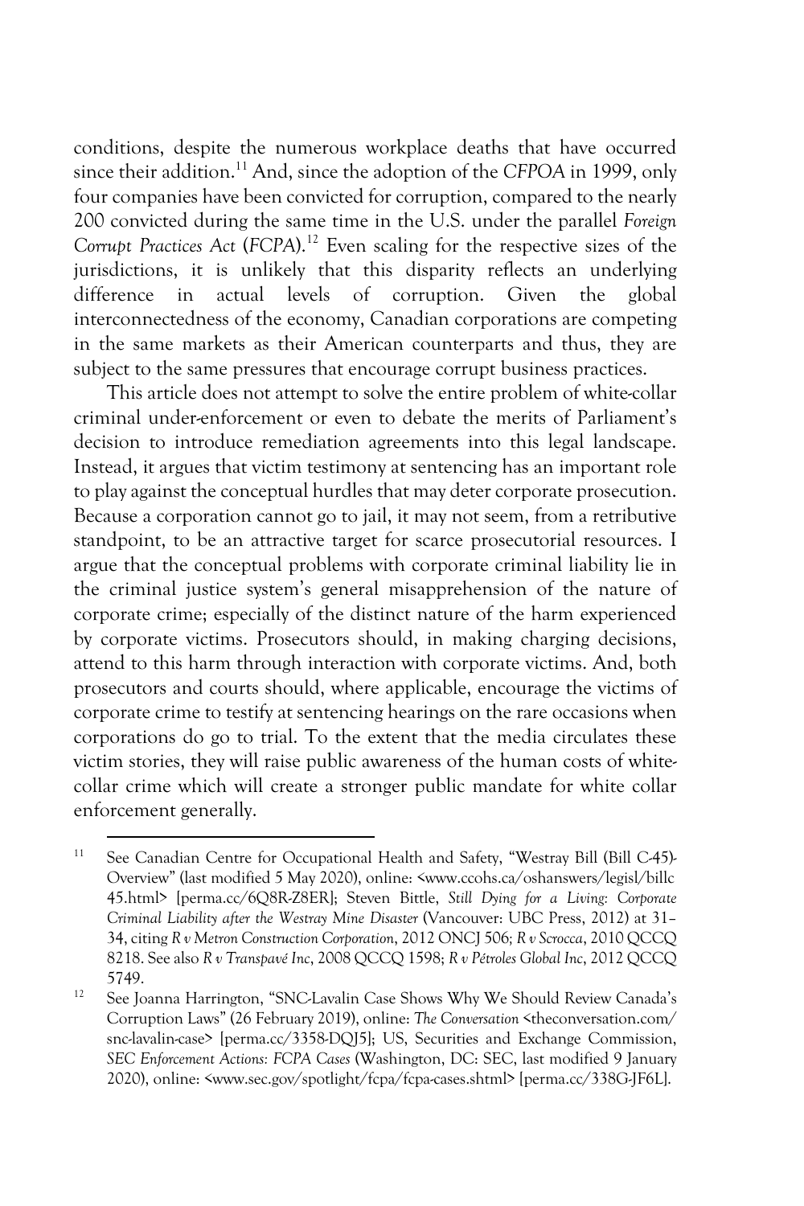conditions, despite the numerous workplace deaths that have occurred since their addition.[11] And, since the adoption of the *CFPOA* in 1999, only four companies have been convicted for corruption, compared to the nearly 200 convicted during the same time in the U.S. under the parallel *Foreign Corrupt Practices Act* (*FCPA*).[12] Even scaling for the respective sizes of the jurisdictions, it is unlikely that this disparity reflects an underlying difference in actual levels of corruption. Given the global interconnectedness of the economy, Canadian corporations are competing in the same markets as their American counterparts and thus, they are subject to the same pressures that encourage corrupt business practices.

This article does not attempt to solve the entire problem of white-collar criminal under-enforcement or even to debate the merits of Parliament's decision to introduce remediation agreements into this legal landscape. Instead, it argues that victim testimony at sentencing has an important role to play against the conceptual hurdles that may deter corporate prosecution. Because a corporation cannot go to jail, it may not seem, from a retributive standpoint, to be an attractive target for scarce prosecutorial resources. I argue that the conceptual problems with corporate criminal liability lie in the criminal justice system's general misapprehension of the nature of corporate crime; especially of the distinct nature of the harm experienced by corporate victims. Prosecutors should, in making charging decisions, attend to this harm through interaction with corporate victims. And, both prosecutors and courts should, where applicable, encourage the victims of corporate crime to testify at sentencing hearings on the rare occasions when corporations do go to trial. To the extent that the media circulates these victim stories, they will raise public awareness of the human costs of white-collar crime which will create a stronger public mandate for white collar enforcement generally.

---

[11] See Canadian Centre for Occupational Health and Safety, "Westray Bill (Bill C-45)-Overview" (last modified 5 May 2020), online: <www.ccohs.ca/oshanswers/legisl/billc45.html> [perma.cc/6Q8R-Z8ER]; Steven Bittle, *Still Dying for a Living: Corporate Criminal Liability after the Westray Mine Disaster* (Vancouver: UBC Press, 2012) at 31–34, citing *R v Metron Construction Corporation*, 2012 ONCJ 506; *R v Scrocca*, 2010 QCCQ 8218. See also *R v Transpavé Inc*, 2008 QCCQ 1598; *R v Pétroles Global Inc*, 2012 QCCQ 5749.

[12] See Joanna Harrington, "SNC-Lavalin Case Shows Why We Should Review Canada's Corruption Laws" (26 February 2019), online: *The Conversation* <theconversation.com/snc-lavalin-case> [perma.cc/3358-DQJ5]; US, Securities and Exchange Commission, *SEC Enforcement Actions: FCPA Cases* (Washington, DC: SEC, last modified 9 January 2020), online: <www.sec.gov/spotlight/fcpa/fcpa-cases.shtml> [perma.cc/338G-JF6L].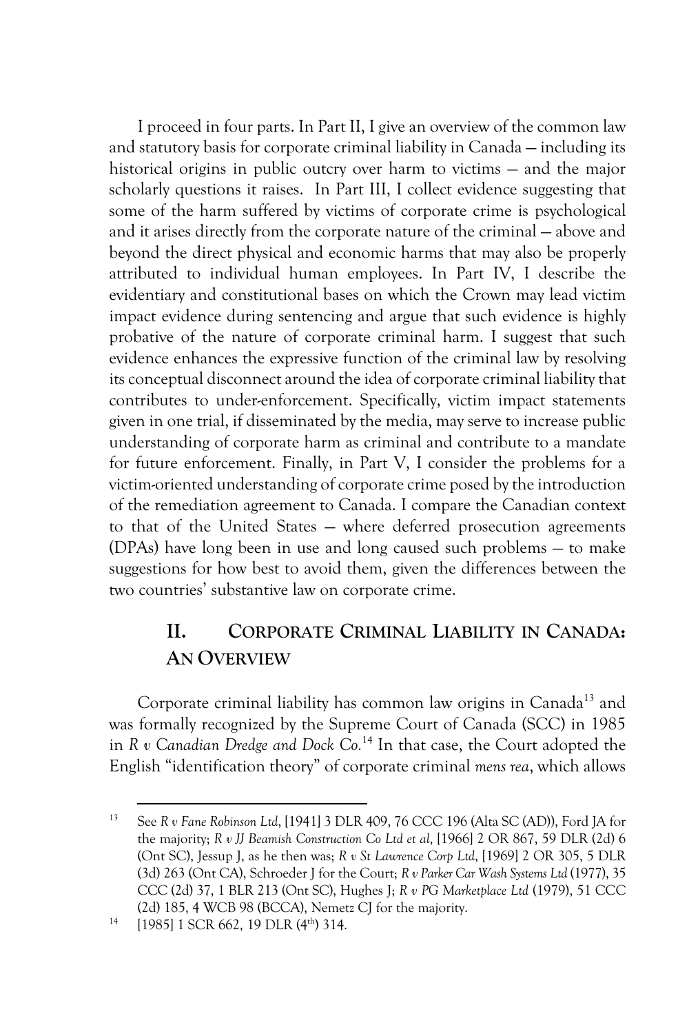I proceed in four parts. In Part II, I give an overview of the common law and statutory basis for corporate criminal liability in Canada — including its historical origins in public outcry over harm to victims — and the major scholarly questions it raises. In Part III, I collect evidence suggesting that some of the harm suffered by victims of corporate crime is psychological and it arises directly from the corporate nature of the criminal — above and beyond the direct physical and economic harms that may also be properly attributed to individual human employees. In Part IV, I describe the evidentiary and constitutional bases on which the Crown may lead victim impact evidence during sentencing and argue that such evidence is highly probative of the nature of corporate criminal harm. I suggest that such evidence enhances the expressive function of the criminal law by resolving its conceptual disconnect around the idea of corporate criminal liability that contributes to under-enforcement. Specifically, victim impact statements given in one trial, if disseminated by the media, may serve to increase public understanding of corporate harm as criminal and contribute to a mandate for future enforcement. Finally, in Part V, I consider the problems for a victim-oriented understanding of corporate crime posed by the introduction of the remediation agreement to Canada. I compare the Canadian context to that of the United States — where deferred prosecution agreements (DPAs) have long been in use and long caused such problems — to make suggestions for how best to avoid them, given the differences between the two countries' substantive law on corporate crime.

## II. CORPORATE CRIMINAL LIABILITY IN CANADA: AN OVERVIEW

Corporate criminal liability has common law origins in Canada[13] and was formally recognized by the Supreme Court of Canada (SCC) in 1985 in *R v Canadian Dredge and Dock Co.*[14] In that case, the Court adopted the English "identification theory" of corporate criminal *mens rea*, which allows

---

13 See *R v Fane Robinson Ltd*, [1941] 3 DLR 409, 76 CCC 196 (Alta SC (AD)), Ford JA for the majority; *R v JJ Beamish Construction Co Ltd et al*, [1966] 2 OR 867, 59 DLR (2d) 6 (Ont SC), Jessup J, as he then was; *R v St Lawrence Corp Ltd*, [1969] 2 OR 305, 5 DLR (3d) 263 (Ont CA), Schroeder J for the Court; *R v Parker Car Wash Systems Ltd* (1977), 35 CCC (2d) 37, 1 BLR 213 (Ont SC), Hughes J; *R v PG Marketplace Ltd* (1979), 51 CCC (2d) 185, 4 WCB 98 (BCCA), Nemetz CJ for the majority.

14 [1985] 1 SCR 662, 19 DLR (4th) 314.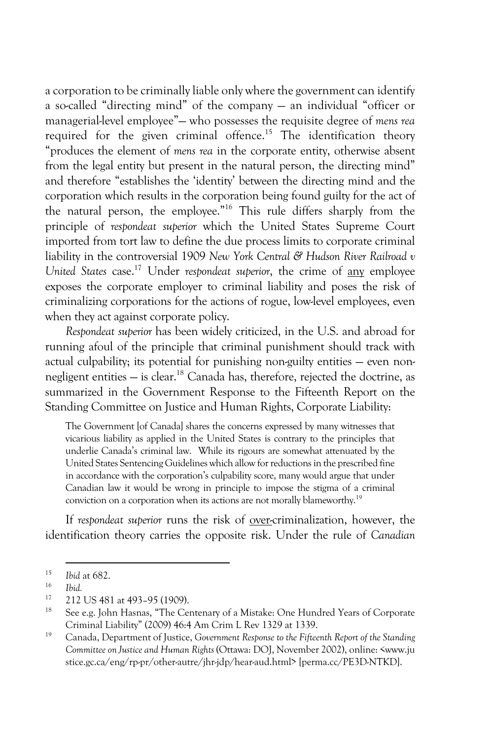a corporation to be criminally liable only where the government can identify a so-called "directing mind" of the company — an individual "officer or managerial-level employee"— who possesses the requisite degree of *mens rea* required for the given criminal offence.[15] The identification theory "produces the element of *mens rea* in the corporate entity, otherwise absent from the legal entity but present in the natural person, the directing mind" and therefore "establishes the 'identity' between the directing mind and the corporation which results in the corporation being found guilty for the act of the natural person, the employee."[16] This rule differs sharply from the principle of *respondeat superior* which the United States Supreme Court imported from tort law to define the due process limits to corporate criminal liability in the controversial 1909 *New York Central & Hudson River Railroad v United States* case.[17] Under *respondeat superior*, the crime of <u>any</u> employee exposes the corporate employer to criminal liability and poses the risk of criminalizing corporations for the actions of rogue, low-level employees, even when they act against corporate policy.

*Respondeat superior* has been widely criticized, in the U.S. and abroad for running afoul of the principle that criminal punishment should track with actual culpability; its potential for punishing non-guilty entities — even non-negligent entities — is clear.[18] Canada has, therefore, rejected the doctrine, as summarized in the Government Response to the Fifteenth Report on the Standing Committee on Justice and Human Rights, Corporate Liability:

> The Government [of Canada] shares the concerns expressed by many witnesses that vicarious liability as applied in the United States is contrary to the principles that underlie Canada's criminal law. While its rigours are somewhat attenuated by the United States Sentencing Guidelines which allow for reductions in the prescribed fine in accordance with the corporation's culpability score, many would argue that under Canadian law it would be wrong in principle to impose the stigma of a criminal conviction on a corporation when its actions are not morally blameworthy.[19]

If *respondeat superior* runs the risk of <u>over</u>-criminalization, however, the identification theory carries the opposite risk. Under the rule of *Canadian*

---

[15] *Ibid* at 682.

[16] *Ibid.*

[17] 212 US 481 at 493–95 (1909).

[18] See e.g. John Hasnas, "The Centenary of a Mistake: One Hundred Years of Corporate Criminal Liability" (2009) 46:4 Am Crim L Rev 1329 at 1339.

[19] Canada, Department of Justice, *Government Response to the Fifteenth Report of the Standing Committee on Justice and Human Rights* (Ottawa: DOJ, November 2002), online: <www.justice.gc.ca/eng/rp-pr/other-autre/jhr-jdp/hear-aud.html> [perma.cc/PE3D-NTKD].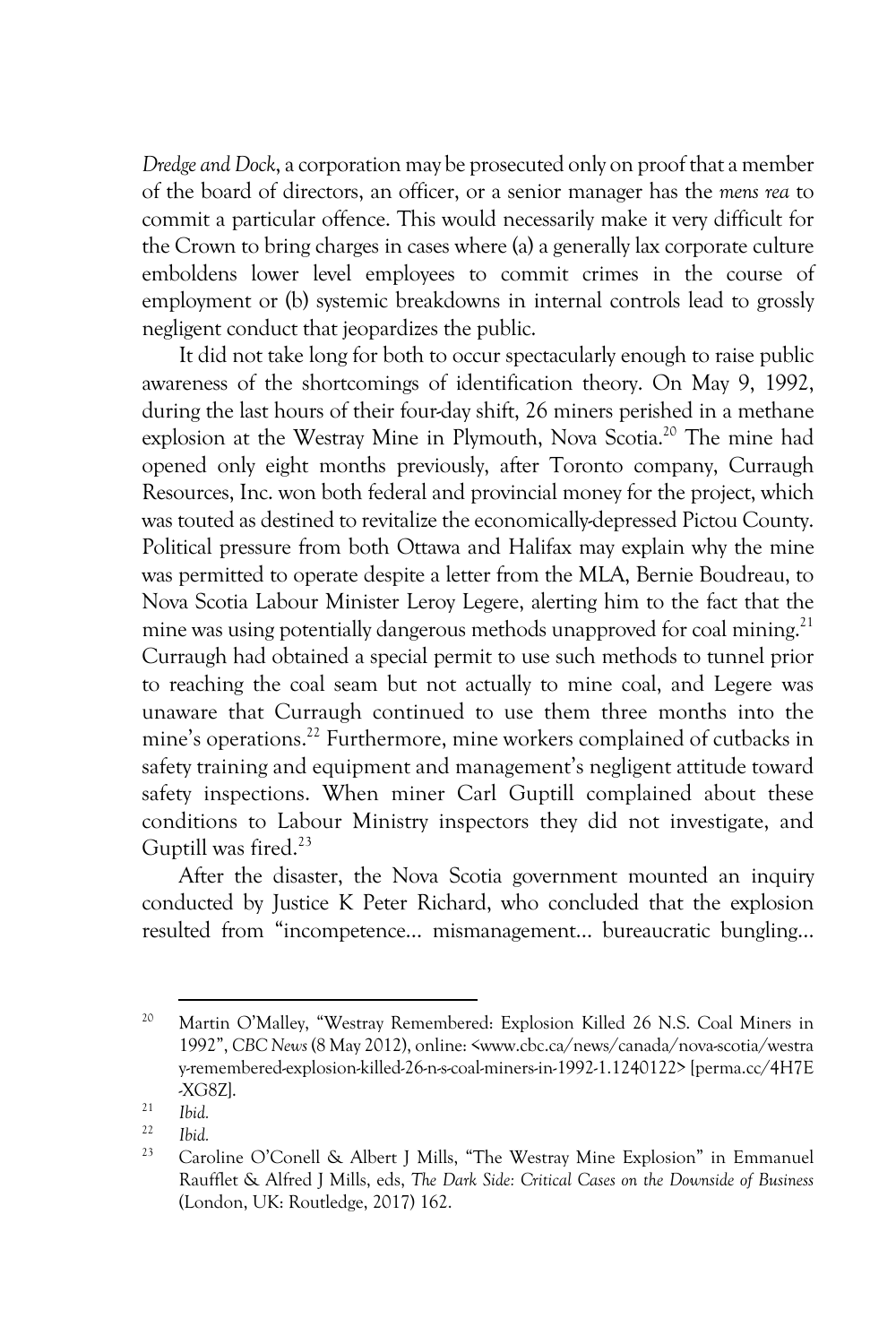*Dredge and Dock*, a corporation may be prosecuted only on proof that a member of the board of directors, an officer, or a senior manager has the *mens rea* to commit a particular offence. This would necessarily make it very difficult for the Crown to bring charges in cases where (a) a generally lax corporate culture emboldens lower level employees to commit crimes in the course of employment or (b) systemic breakdowns in internal controls lead to grossly negligent conduct that jeopardizes the public.

It did not take long for both to occur spectacularly enough to raise public awareness of the shortcomings of identification theory. On May 9, 1992, during the last hours of their four-day shift, 26 miners perished in a methane explosion at the Westray Mine in Plymouth, Nova Scotia.[20] The mine had opened only eight months previously, after Toronto company, Curraugh Resources, Inc. won both federal and provincial money for the project, which was touted as destined to revitalize the economically-depressed Pictou County. Political pressure from both Ottawa and Halifax may explain why the mine was permitted to operate despite a letter from the MLA, Bernie Boudreau, to Nova Scotia Labour Minister Leroy Legere, alerting him to the fact that the mine was using potentially dangerous methods unapproved for coal mining.[21] Curraugh had obtained a special permit to use such methods to tunnel prior to reaching the coal seam but not actually to mine coal, and Legere was unaware that Curraugh continued to use them three months into the mine's operations.[22] Furthermore, mine workers complained of cutbacks in safety training and equipment and management's negligent attitude toward safety inspections. When miner Carl Guptill complained about these conditions to Labour Ministry inspectors they did not investigate, and Guptill was fired.[23]

After the disaster, the Nova Scotia government mounted an inquiry conducted by Justice K Peter Richard, who concluded that the explosion resulted from "incompetence... mismanagement... bureaucratic bungling...

---

[20] Martin O'Malley, "Westray Remembered: Explosion Killed 26 N.S. Coal Miners in 1992", *CBC News* (8 May 2012), online: <www.cbc.ca/news/canada/nova-scotia/westray-remembered-explosion-killed-26-n-s-coal-miners-in-1992-1.1240122> [perma.cc/4H7E-XG8Z].

[21] *Ibid.*

[22] *Ibid.*

[23] Caroline O'Conell & Albert J Mills, "The Westray Mine Explosion" in Emmanuel Raufflet & Alfred J Mills, eds, *The Dark Side: Critical Cases on the Downside of Business* (London, UK: Routledge, 2017) 162.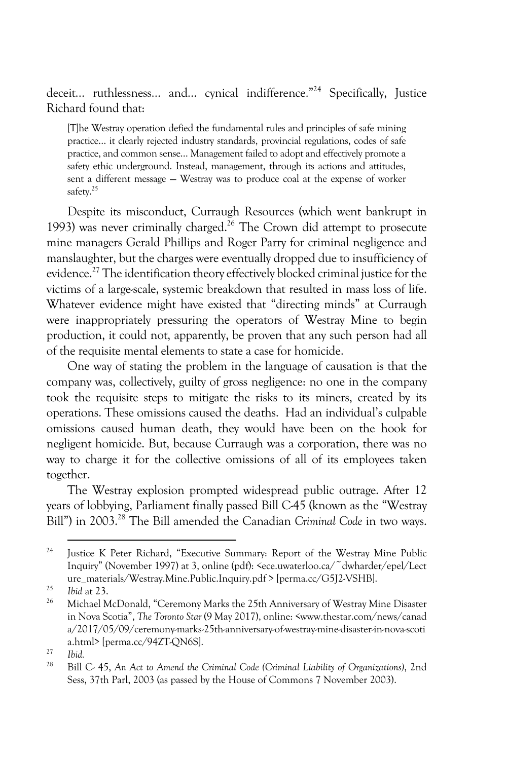deceit... ruthlessness... and... cynical indifference."[24] Specifically, Justice Richard found that:

> [T]he Westray operation defied the fundamental rules and principles of safe mining practice... it clearly rejected industry standards, provincial regulations, codes of safe practice, and common sense... Management failed to adopt and effectively promote a safety ethic underground. Instead, management, through its actions and attitudes, sent a different message — Westray was to produce coal at the expense of worker safety.[25]

Despite its misconduct, Curraugh Resources (which went bankrupt in 1993) was never criminally charged.[26] The Crown did attempt to prosecute mine managers Gerald Phillips and Roger Parry for criminal negligence and manslaughter, but the charges were eventually dropped due to insufficiency of evidence.[27] The identification theory effectively blocked criminal justice for the victims of a large-scale, systemic breakdown that resulted in mass loss of life. Whatever evidence might have existed that "directing minds" at Curraugh were inappropriately pressuring the operators of Westray Mine to begin production, it could not, apparently, be proven that any such person had all of the requisite mental elements to state a case for homicide.

One way of stating the problem in the language of causation is that the company was, collectively, guilty of gross negligence: no one in the company took the requisite steps to mitigate the risks to its miners, created by its operations. These omissions caused the deaths. Had an individual's culpable omissions caused human death, they would have been on the hook for negligent homicide. But, because Curraugh was a corporation, there was no way to charge it for the collective omissions of all of its employees taken together.

The Westray explosion prompted widespread public outrage. After 12 years of lobbying, Parliament finally passed Bill C-45 (known as the "Westray Bill") in 2003.[28] The Bill amended the Canadian *Criminal Code* in two ways.

---

[24] Justice K Peter Richard, "Executive Summary: Report of the Westray Mine Public Inquiry" (November 1997) at 3, online (pdf): <ece.uwaterloo.ca/~dwharder/epel/Lecture_materials/Westray.Mine.Public.Inquiry.pdf > [perma.cc/G5J2-VSHB].

[25] *Ibid* at 23.

[26] Michael McDonald, "Ceremony Marks the 25th Anniversary of Westray Mine Disaster in Nova Scotia", *The Toronto Star* (9 May 2017), online: <www.thestar.com/news/canada/2017/05/09/ceremony-marks-25th-anniversary-of-westray-mine-disaster-in-nova-scotia.html> [perma.cc/94ZT-QN6S].

[27] *Ibid.*

[28] Bill C- 45, *An Act to Amend the Criminal Code (Criminal Liability of Organizations)*, 2nd Sess, 37th Parl, 2003 (as passed by the House of Commons 7 November 2003).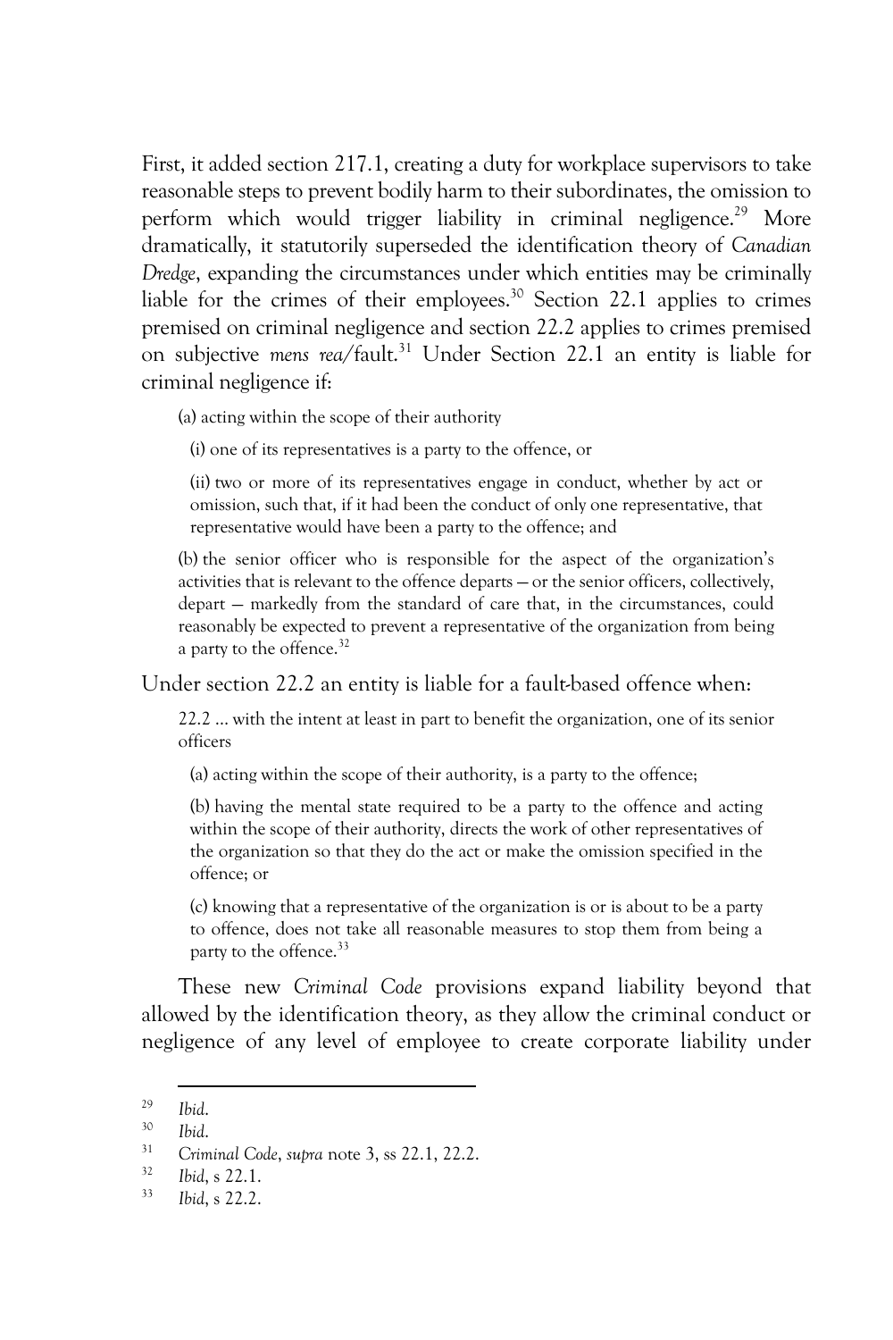First, it added section 217.1, creating a duty for workplace supervisors to take reasonable steps to prevent bodily harm to their subordinates, the omission to perform which would trigger liability in criminal negligence.[29] More dramatically, it statutorily superseded the identification theory of *Canadian Dredge*, expanding the circumstances under which entities may be criminally liable for the crimes of their employees.[30] Section 22.1 applies to crimes premised on criminal negligence and section 22.2 applies to crimes premised on subjective *mens rea*/fault.[31] Under Section 22.1 an entity is liable for criminal negligence if:

> (a) acting within the scope of their authority
>
> (i) one of its representatives is a party to the offence, or
>
> (ii) two or more of its representatives engage in conduct, whether by act or omission, such that, if it had been the conduct of only one representative, that representative would have been a party to the offence; and
>
> (b) the senior officer who is responsible for the aspect of the organization's activities that is relevant to the offence departs — or the senior officers, collectively, depart — markedly from the standard of care that, in the circumstances, could reasonably be expected to prevent a representative of the organization from being a party to the offence.[32]

Under section 22.2 an entity is liable for a fault-based offence when:

> 22.2 … with the intent at least in part to benefit the organization, one of its senior officers
>
> (a) acting within the scope of their authority, is a party to the offence;
>
> (b) having the mental state required to be a party to the offence and acting within the scope of their authority, directs the work of other representatives of the organization so that they do the act or make the omission specified in the offence; or
>
> (c) knowing that a representative of the organization is or is about to be a party to offence, does not take all reasonable measures to stop them from being a party to the offence.[33]

These new *Criminal Code* provisions expand liability beyond that allowed by the identification theory, as they allow the criminal conduct or negligence of any level of employee to create corporate liability under

---

[29] *Ibid*.

[30] *Ibid*.

[31] *Criminal Code*, *supra* note 3, ss 22.1, 22.2.

[32] *Ibid*, s 22.1.

[33] *Ibid*, s 22.2.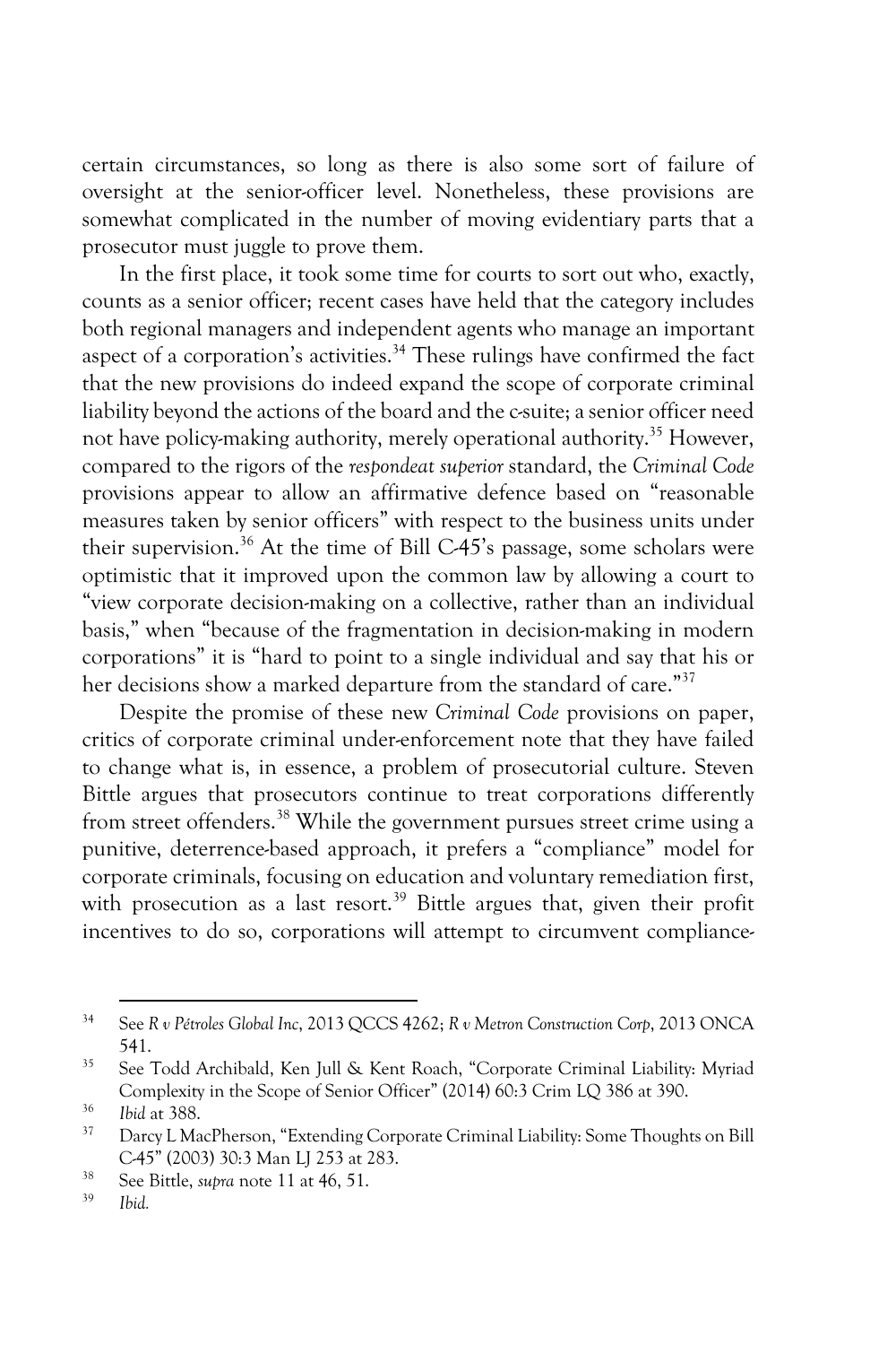certain circumstances, so long as there is also some sort of failure of oversight at the senior-officer level. Nonetheless, these provisions are somewhat complicated in the number of moving evidentiary parts that a prosecutor must juggle to prove them.

In the first place, it took some time for courts to sort out who, exactly, counts as a senior officer; recent cases have held that the category includes both regional managers and independent agents who manage an important aspect of a corporation's activities.[34] These rulings have confirmed the fact that the new provisions do indeed expand the scope of corporate criminal liability beyond the actions of the board and the c-suite; a senior officer need not have policy-making authority, merely operational authority.[35] However, compared to the rigors of the *respondeat superior* standard, the *Criminal Code* provisions appear to allow an affirmative defence based on "reasonable measures taken by senior officers" with respect to the business units under their supervision.[36] At the time of Bill C-45's passage, some scholars were optimistic that it improved upon the common law by allowing a court to "view corporate decision-making on a collective, rather than an individual basis," when "because of the fragmentation in decision-making in modern corporations" it is "hard to point to a single individual and say that his or her decisions show a marked departure from the standard of care."[37]

Despite the promise of these new *Criminal Code* provisions on paper, critics of corporate criminal under-enforcement note that they have failed to change what is, in essence, a problem of prosecutorial culture. Steven Bittle argues that prosecutors continue to treat corporations differently from street offenders.[38] While the government pursues street crime using a punitive, deterrence-based approach, it prefers a "compliance" model for corporate criminals, focusing on education and voluntary remediation first, with prosecution as a last resort.[39] Bittle argues that, given their profit incentives to do so, corporations will attempt to circumvent compliance-

---

[34] See *R v Pétroles Global Inc*, 2013 QCCS 4262; *R v Metron Construction Corp*, 2013 ONCA 541.

[35] See Todd Archibald, Ken Jull & Kent Roach, "Corporate Criminal Liability: Myriad Complexity in the Scope of Senior Officer" (2014) 60:3 Crim LQ 386 at 390.

[36] *Ibid* at 388.

[37] Darcy L MacPherson, "Extending Corporate Criminal Liability: Some Thoughts on Bill C-45" (2003) 30:3 Man LJ 253 at 283.

[38] See Bittle, *supra* note 11 at 46, 51.

[39] *Ibid.*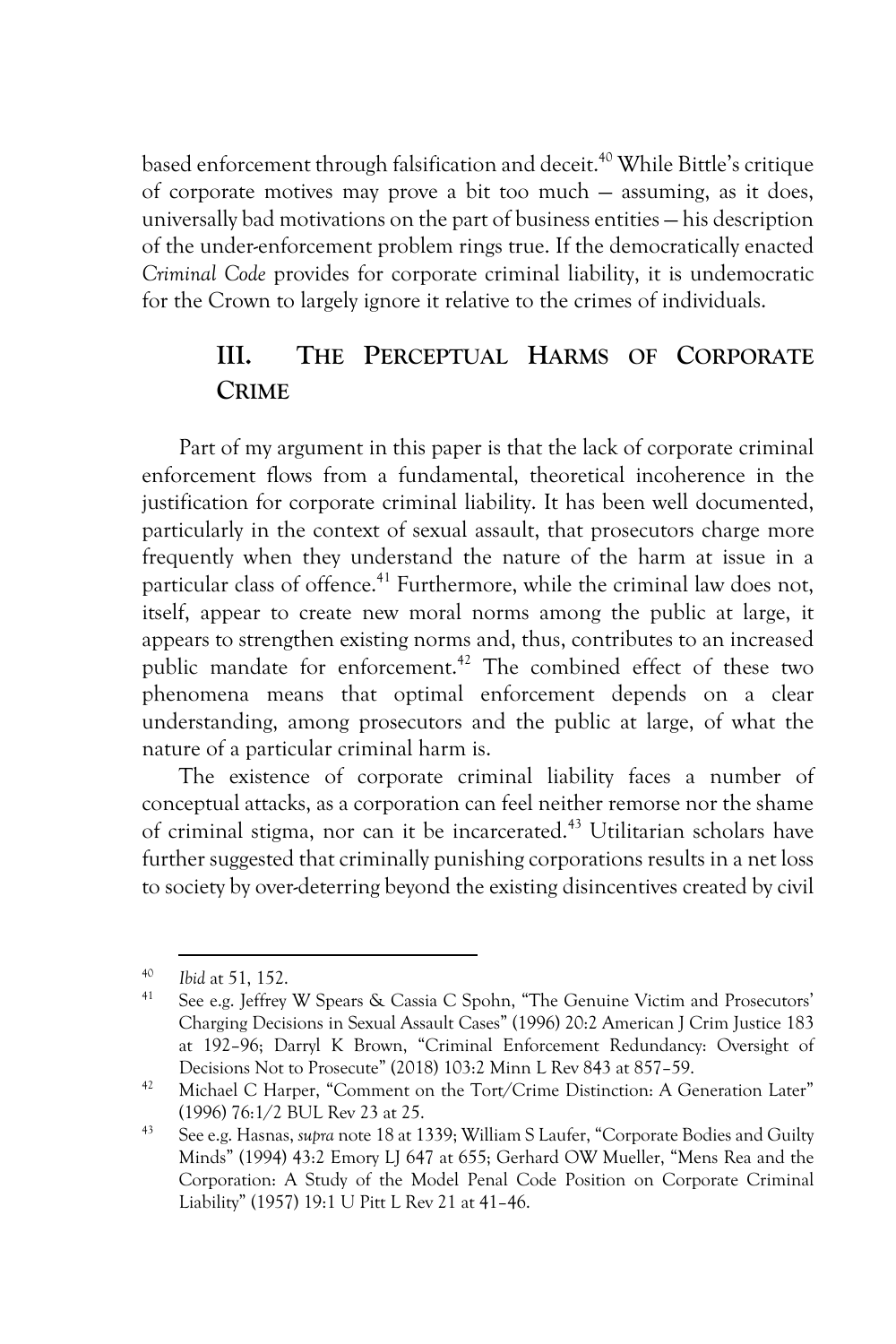based enforcement through falsification and deceit.[40] While Bittle's critique of corporate motives may prove a bit too much — assuming, as it does, universally bad motivations on the part of business entities — his description of the under-enforcement problem rings true. If the democratically enacted *Criminal Code* provides for corporate criminal liability, it is undemocratic for the Crown to largely ignore it relative to the crimes of individuals.

## III. THE PERCEPTUAL HARMS OF CORPORATE CRIME

Part of my argument in this paper is that the lack of corporate criminal enforcement flows from a fundamental, theoretical incoherence in the justification for corporate criminal liability. It has been well documented, particularly in the context of sexual assault, that prosecutors charge more frequently when they understand the nature of the harm at issue in a particular class of offence.[41] Furthermore, while the criminal law does not, itself, appear to create new moral norms among the public at large, it appears to strengthen existing norms and, thus, contributes to an increased public mandate for enforcement.[42] The combined effect of these two phenomena means that optimal enforcement depends on a clear understanding, among prosecutors and the public at large, of what the nature of a particular criminal harm is.

The existence of corporate criminal liability faces a number of conceptual attacks, as a corporation can feel neither remorse nor the shame of criminal stigma, nor can it be incarcerated.[43] Utilitarian scholars have further suggested that criminally punishing corporations results in a net loss to society by over-deterring beyond the existing disincentives created by civil

---

[40] *Ibid* at 51, 152.

[41] See e.g. Jeffrey W Spears & Cassia C Spohn, "The Genuine Victim and Prosecutors' Charging Decisions in Sexual Assault Cases" (1996) 20:2 American J Crim Justice 183 at 192–96; Darryl K Brown, "Criminal Enforcement Redundancy: Oversight of Decisions Not to Prosecute" (2018) 103:2 Minn L Rev 843 at 857–59.

[42] Michael C Harper, "Comment on the Tort/Crime Distinction: A Generation Later" (1996) 76:1/2 BUL Rev 23 at 25.

[43] See e.g. Hasnas, *supra* note 18 at 1339; William S Laufer, "Corporate Bodies and Guilty Minds" (1994) 43:2 Emory LJ 647 at 655; Gerhard OW Mueller, "Mens Rea and the Corporation: A Study of the Model Penal Code Position on Corporate Criminal Liability" (1957) 19:1 U Pitt L Rev 21 at 41–46.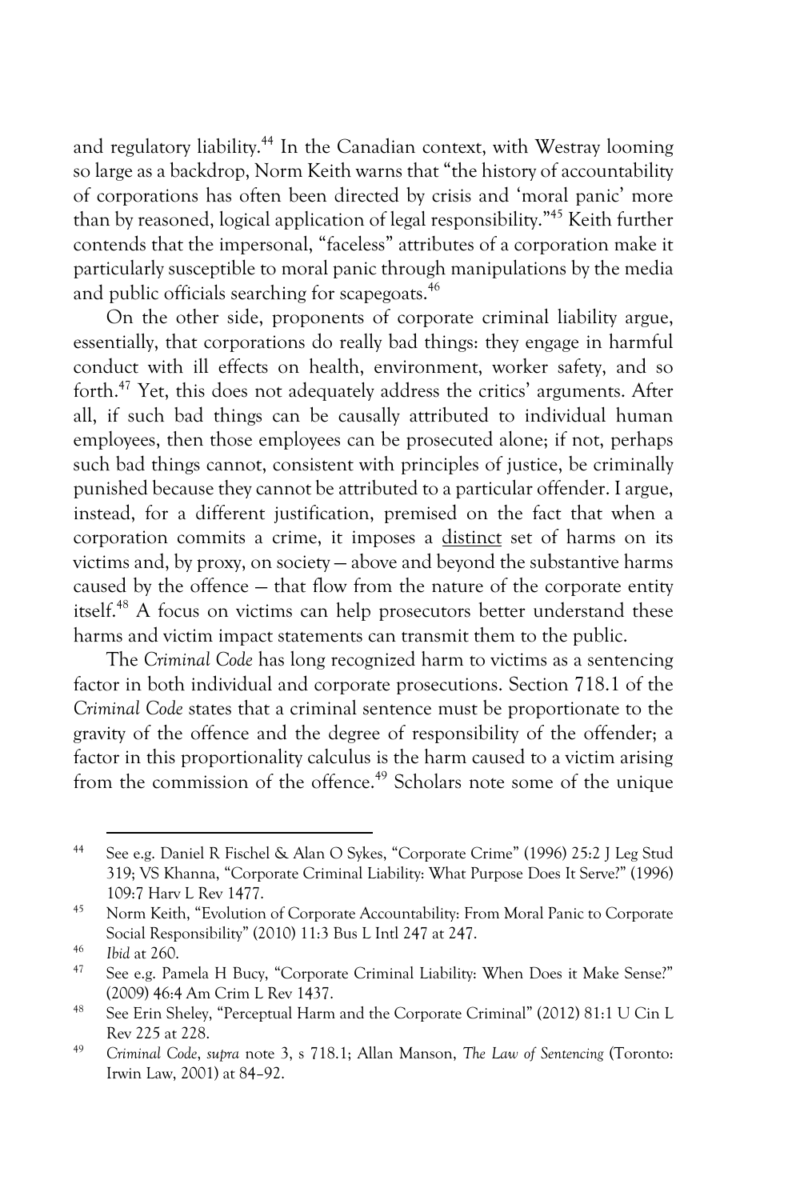and regulatory liability.[44] In the Canadian context, with Westray looming so large as a backdrop, Norm Keith warns that "the history of accountability of corporations has often been directed by crisis and 'moral panic' more than by reasoned, logical application of legal responsibility."[45] Keith further contends that the impersonal, "faceless" attributes of a corporation make it particularly susceptible to moral panic through manipulations by the media and public officials searching for scapegoats.[46]

On the other side, proponents of corporate criminal liability argue, essentially, that corporations do really bad things: they engage in harmful conduct with ill effects on health, environment, worker safety, and so forth.[47] Yet, this does not adequately address the critics' arguments. After all, if such bad things can be causally attributed to individual human employees, then those employees can be prosecuted alone; if not, perhaps such bad things cannot, consistent with principles of justice, be criminally punished because they cannot be attributed to a particular offender. I argue, instead, for a different justification, premised on the fact that when a corporation commits a crime, it imposes a <u>distinct</u> set of harms on its victims and, by proxy, on society — above and beyond the substantive harms caused by the offence — that flow from the nature of the corporate entity itself.[48] A focus on victims can help prosecutors better understand these harms and victim impact statements can transmit them to the public.

The *Criminal Code* has long recognized harm to victims as a sentencing factor in both individual and corporate prosecutions. Section 718.1 of the *Criminal Code* states that a criminal sentence must be proportionate to the gravity of the offence and the degree of responsibility of the offender; a factor in this proportionality calculus is the harm caused to a victim arising from the commission of the offence.[49] Scholars note some of the unique

---

[44] See e.g. Daniel R Fischel & Alan O Sykes, "Corporate Crime" (1996) 25:2 J Leg Stud 319; VS Khanna, "Corporate Criminal Liability: What Purpose Does It Serve?" (1996) 109:7 Harv L Rev 1477.

[45] Norm Keith, "Evolution of Corporate Accountability: From Moral Panic to Corporate Social Responsibility" (2010) 11:3 Bus L Intl 247 at 247.

[46] *Ibid* at 260.

[47] See e.g. Pamela H Bucy, "Corporate Criminal Liability: When Does it Make Sense?" (2009) 46:4 Am Crim L Rev 1437.

[48] See Erin Sheley, "Perceptual Harm and the Corporate Criminal" (2012) 81:1 U Cin L Rev 225 at 228.

[49] *Criminal Code*, *supra* note 3, s 718.1; Allan Manson, *The Law of Sentencing* (Toronto: Irwin Law, 2001) at 84–92.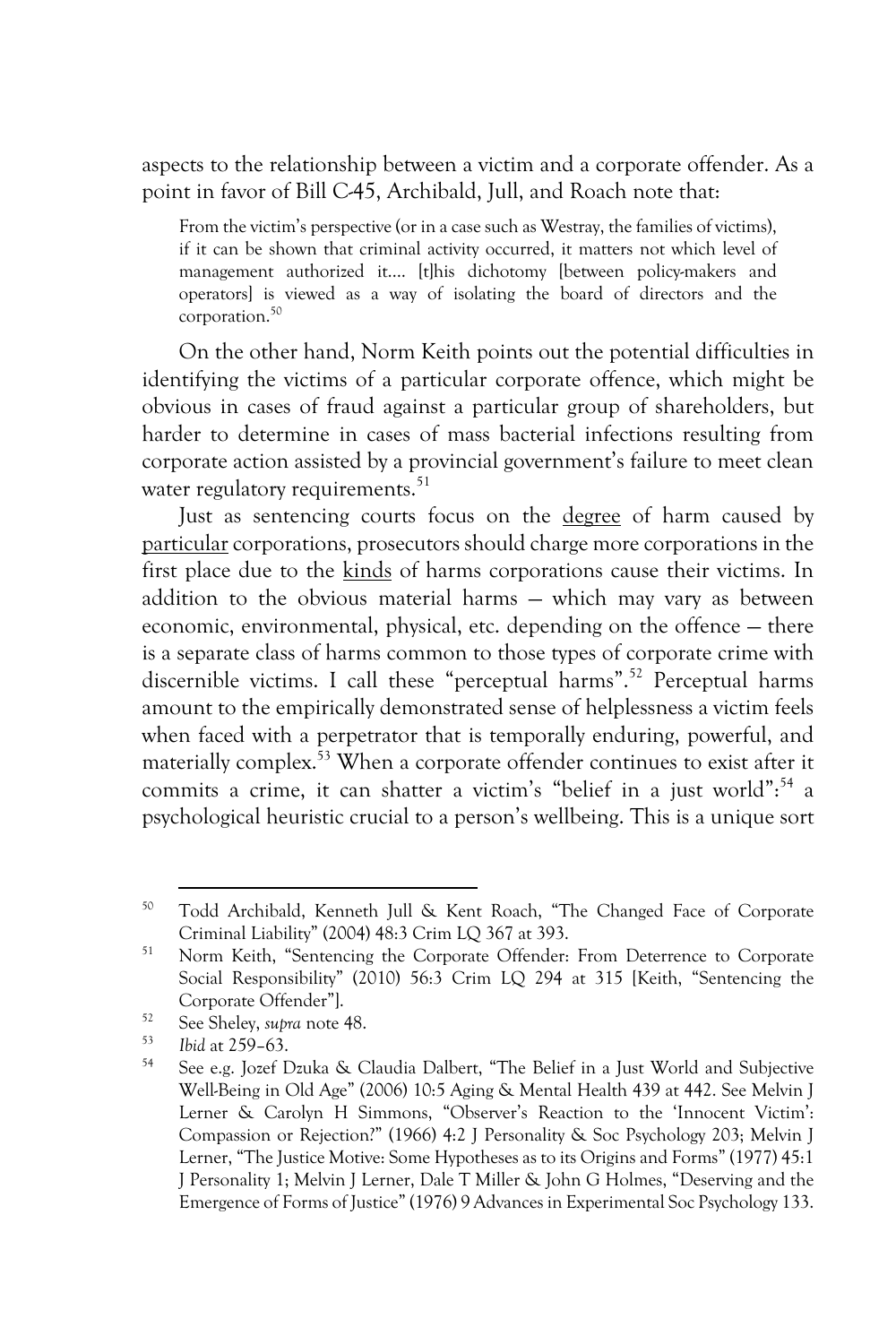aspects to the relationship between a victim and a corporate offender. As a point in favor of Bill C-45, Archibald, Jull, and Roach note that:

> From the victim's perspective (or in a case such as Westray, the families of victims), if it can be shown that criminal activity occurred, it matters not which level of management authorized it.... [t]his dichotomy [between policy-makers and operators] is viewed as a way of isolating the board of directors and the corporation.[50]

On the other hand, Norm Keith points out the potential difficulties in identifying the victims of a particular corporate offence, which might be obvious in cases of fraud against a particular group of shareholders, but harder to determine in cases of mass bacterial infections resulting from corporate action assisted by a provincial government's failure to meet clean water regulatory requirements.[51]

Just as sentencing courts focus on the <u>degree</u> of harm caused by <u>particular</u> corporations, prosecutors should charge more corporations in the first place due to the <u>kinds</u> of harms corporations cause their victims. In addition to the obvious material harms — which may vary as between economic, environmental, physical, etc. depending on the offence — there is a separate class of harms common to those types of corporate crime with discernible victims. I call these "perceptual harms".[52] Perceptual harms amount to the empirically demonstrated sense of helplessness a victim feels when faced with a perpetrator that is temporally enduring, powerful, and materially complex.[53] When a corporate offender continues to exist after it commits a crime, it can shatter a victim's "belief in a just world":[54] a psychological heuristic crucial to a person's wellbeing. This is a unique sort

---

[50] Todd Archibald, Kenneth Jull & Kent Roach, "The Changed Face of Corporate Criminal Liability" (2004) 48:3 Crim LQ 367 at 393.

[51] Norm Keith, "Sentencing the Corporate Offender: From Deterrence to Corporate Social Responsibility" (2010) 56:3 Crim LQ 294 at 315 [Keith, "Sentencing the Corporate Offender"].

[52] See Sheley, *supra* note 48.

[53] *Ibid* at 259–63.

[54] See e.g. Jozef Dzuka & Claudia Dalbert, "The Belief in a Just World and Subjective Well-Being in Old Age" (2006) 10:5 Aging & Mental Health 439 at 442. See Melvin J Lerner & Carolyn H Simmons, "Observer's Reaction to the 'Innocent Victim': Compassion or Rejection?" (1966) 4:2 J Personality & Soc Psychology 203; Melvin J Lerner, "The Justice Motive: Some Hypotheses as to its Origins and Forms" (1977) 45:1 J Personality 1; Melvin J Lerner, Dale T Miller & John G Holmes, "Deserving and the Emergence of Forms of Justice" (1976) 9 Advances in Experimental Soc Psychology 133.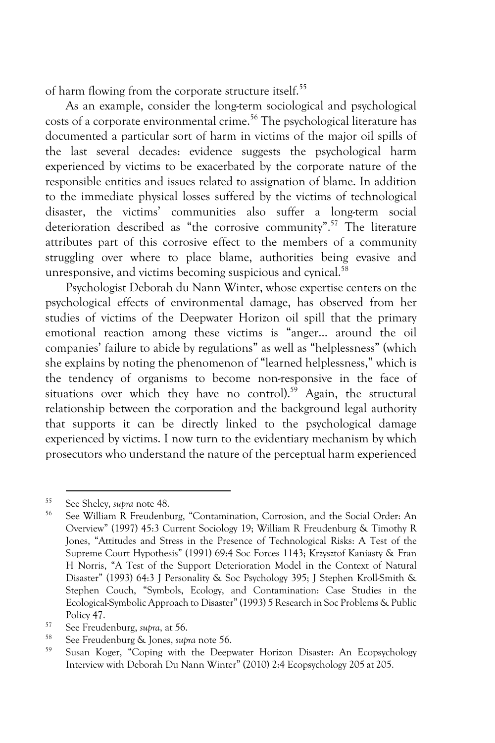of harm flowing from the corporate structure itself.[55]

As an example, consider the long-term sociological and psychological costs of a corporate environmental crime.[56] The psychological literature has documented a particular sort of harm in victims of the major oil spills of the last several decades: evidence suggests the psychological harm experienced by victims to be exacerbated by the corporate nature of the responsible entities and issues related to assignation of blame. In addition to the immediate physical losses suffered by the victims of technological disaster, the victims' communities also suffer a long-term social deterioration described as "the corrosive community".[57] The literature attributes part of this corrosive effect to the members of a community struggling over where to place blame, authorities being evasive and unresponsive, and victims becoming suspicious and cynical.[58]

Psychologist Deborah du Nann Winter, whose expertise centers on the psychological effects of environmental damage, has observed from her studies of victims of the Deepwater Horizon oil spill that the primary emotional reaction among these victims is "anger… around the oil companies' failure to abide by regulations" as well as "helplessness" (which she explains by noting the phenomenon of "learned helplessness," which is the tendency of organisms to become non-responsive in the face of situations over which they have no control).[59] Again, the structural relationship between the corporation and the background legal authority that supports it can be directly linked to the psychological damage experienced by victims. I now turn to the evidentiary mechanism by which prosecutors who understand the nature of the perceptual harm experienced

---

[55] See Sheley, *supra* note 48.

[56] See William R Freudenburg, "Contamination, Corrosion, and the Social Order: An Overview" (1997) 45:3 Current Sociology 19; William R Freudenburg & Timothy R Jones, "Attitudes and Stress in the Presence of Technological Risks: A Test of the Supreme Court Hypothesis" (1991) 69:4 Soc Forces 1143; Krzysztof Kaniasty & Fran H Norris, "A Test of the Support Deterioration Model in the Context of Natural Disaster" (1993) 64:3 J Personality & Soc Psychology 395; J Stephen Kroll-Smith & Stephen Couch, "Symbols, Ecology, and Contamination: Case Studies in the Ecological-Symbolic Approach to Disaster" (1993) 5 Research in Soc Problems & Public Policy 47.

[57] See Freudenburg, *supra*, at 56.

[58] See Freudenburg & Jones, *supra* note 56.

[59] Susan Koger, "Coping with the Deepwater Horizon Disaster: An Ecopsychology Interview with Deborah Du Nann Winter" (2010) 2:4 Ecopsychology 205 at 205.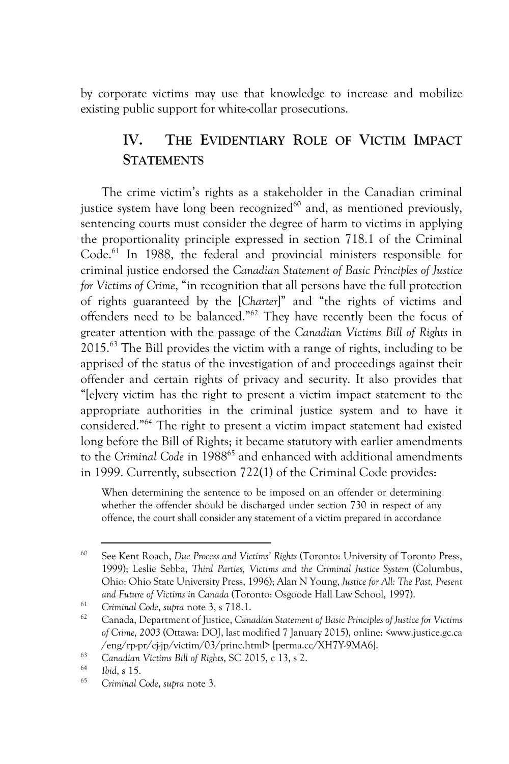by corporate victims may use that knowledge to increase and mobilize existing public support for white-collar prosecutions.

## IV. THE EVIDENTIARY ROLE OF VICTIM IMPACT STATEMENTS

The crime victim's rights as a stakeholder in the Canadian criminal justice system have long been recognized[60] and, as mentioned previously, sentencing courts must consider the degree of harm to victims in applying the proportionality principle expressed in section 718.1 of the Criminal Code.[61] In 1988, the federal and provincial ministers responsible for criminal justice endorsed the *Canadian Statement of Basic Principles of Justice for Victims of Crime*, "in recognition that all persons have the full protection of rights guaranteed by the [*Charter*]" and "the rights of victims and offenders need to be balanced."[62] They have recently been the focus of greater attention with the passage of the *Canadian Victims Bill of Rights* in 2015.[63] The Bill provides the victim with a range of rights, including to be apprised of the status of the investigation of and proceedings against their offender and certain rights of privacy and security. It also provides that "[e]very victim has the right to present a victim impact statement to the appropriate authorities in the criminal justice system and to have it considered."[64] The right to present a victim impact statement had existed long before the Bill of Rights; it became statutory with earlier amendments to the *Criminal Code* in 1988[65] and enhanced with additional amendments in 1999. Currently, subsection 722(1) of the Criminal Code provides:

> When determining the sentence to be imposed on an offender or determining whether the offender should be discharged under section 730 in respect of any offence, the court shall consider any statement of a victim prepared in accordance

---

[60] See Kent Roach, *Due Process and Victims' Rights* (Toronto: University of Toronto Press, 1999); Leslie Sebba, *Third Parties, Victims and the Criminal Justice System* (Columbus, Ohio: Ohio State University Press, 1996); Alan N Young, *Justice for All: The Past, Present and Future of Victims in Canada* (Toronto: Osgoode Hall Law School, 1997).

[61] *Criminal Code*, *supra* note 3, s 718.1.

[62] Canada, Department of Justice, *Canadian Statement of Basic Principles of Justice for Victims of Crime, 2003* (Ottawa: DOJ, last modified 7 January 2015), online: <www.justice.gc.ca/eng/rp-pr/cj-jp/victim/03/princ.html> [perma.cc/XH7Y-9MA6].

[63] *Canadian Victims Bill of Rights*, SC 2015, c 13, s 2.

[64] *Ibid*, s 15.

[65] *Criminal Code*, *supra* note 3.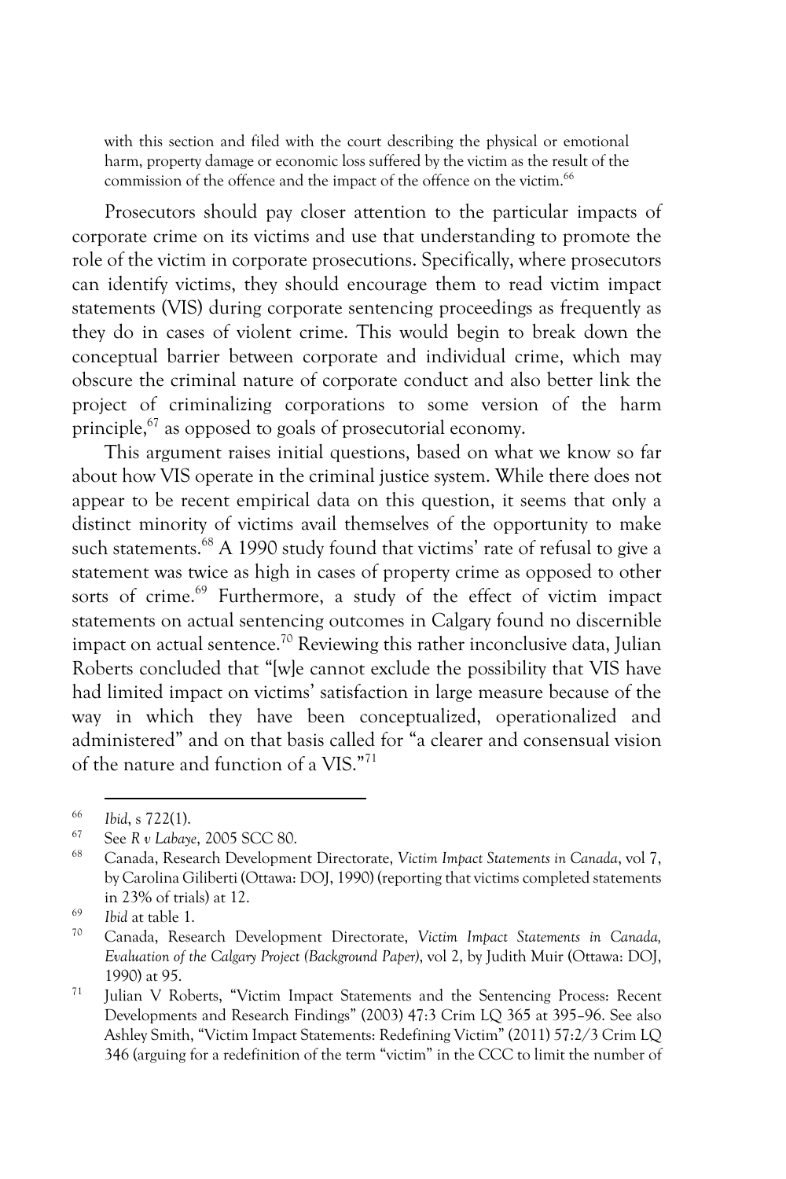> with this section and filed with the court describing the physical or emotional harm, property damage or economic loss suffered by the victim as the result of the commission of the offence and the impact of the offence on the victim.[66]

Prosecutors should pay closer attention to the particular impacts of corporate crime on its victims and use that understanding to promote the role of the victim in corporate prosecutions. Specifically, where prosecutors can identify victims, they should encourage them to read victim impact statements (VIS) during corporate sentencing proceedings as frequently as they do in cases of violent crime. This would begin to break down the conceptual barrier between corporate and individual crime, which may obscure the criminal nature of corporate conduct and also better link the project of criminalizing corporations to some version of the harm principle,[67] as opposed to goals of prosecutorial economy.

This argument raises initial questions, based on what we know so far about how VIS operate in the criminal justice system. While there does not appear to be recent empirical data on this question, it seems that only a distinct minority of victims avail themselves of the opportunity to make such statements.[68] A 1990 study found that victims' rate of refusal to give a statement was twice as high in cases of property crime as opposed to other sorts of crime.[69] Furthermore, a study of the effect of victim impact statements on actual sentencing outcomes in Calgary found no discernible impact on actual sentence.[70] Reviewing this rather inconclusive data, Julian Roberts concluded that "[w]e cannot exclude the possibility that VIS have had limited impact on victims' satisfaction in large measure because of the way in which they have been conceptualized, operationalized and administered" and on that basis called for "a clearer and consensual vision of the nature and function of a VIS."[71]

---

[66] *Ibid*, s 722(1).

[67] See *R v Labaye*, 2005 SCC 80.

[68] Canada, Research Development Directorate, *Victim Impact Statements in Canada*, vol 7, by Carolina Giliberti (Ottawa: DOJ, 1990) (reporting that victims completed statements in 23% of trials) at 12.

[69] *Ibid* at table 1.

[70] Canada, Research Development Directorate, *Victim Impact Statements in Canada, Evaluation of the Calgary Project (Background Paper)*, vol 2, by Judith Muir (Ottawa: DOJ, 1990) at 95.

[71] Julian V Roberts, "Victim Impact Statements and the Sentencing Process: Recent Developments and Research Findings" (2003) 47:3 Crim LQ 365 at 395–96. See also Ashley Smith, "Victim Impact Statements: Redefining Victim" (2011) 57:2/3 Crim LQ 346 (arguing for a redefinition of the term "victim" in the CCC to limit the number of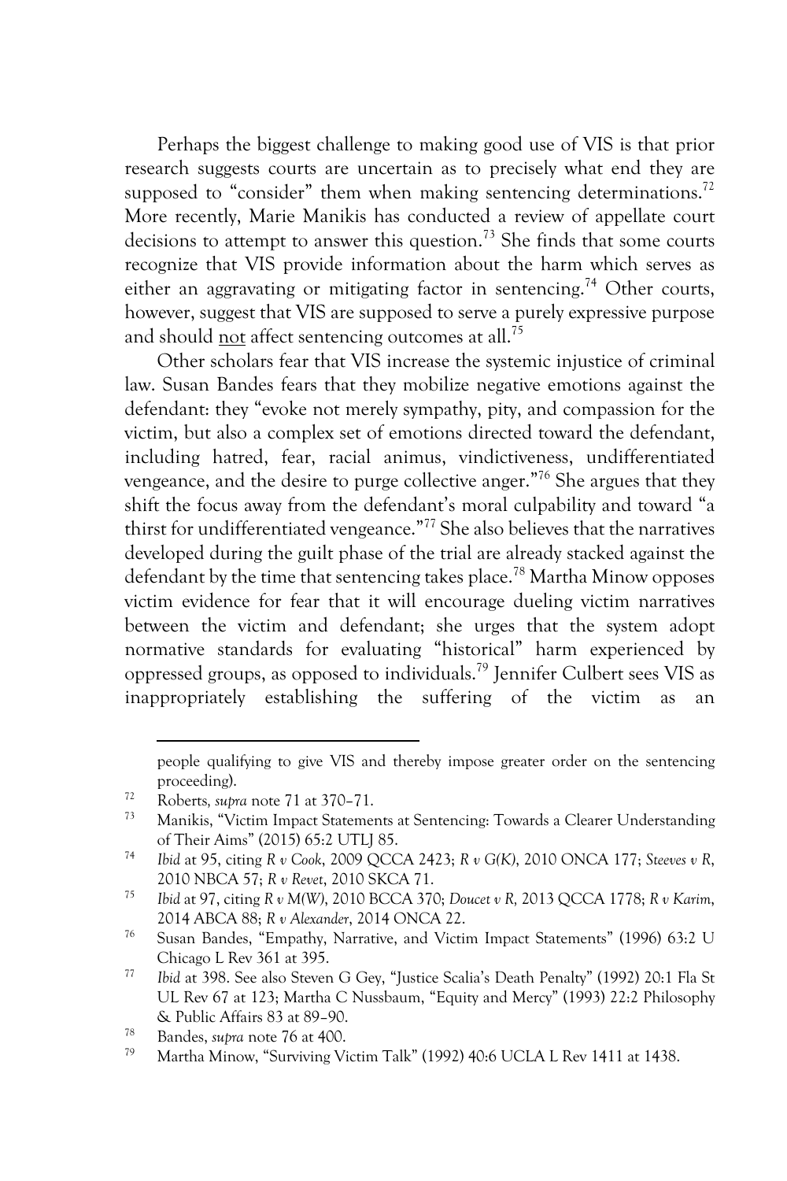Perhaps the biggest challenge to making good use of VIS is that prior research suggests courts are uncertain as to precisely what end they are supposed to "consider" them when making sentencing determinations.[72] More recently, Marie Manikis has conducted a review of appellate court decisions to attempt to answer this question.[73] She finds that some courts recognize that VIS provide information about the harm which serves as either an aggravating or mitigating factor in sentencing.[74] Other courts, however, suggest that VIS are supposed to serve a purely expressive purpose and should <u>not</u> affect sentencing outcomes at all.[75]

Other scholars fear that VIS increase the systemic injustice of criminal law. Susan Bandes fears that they mobilize negative emotions against the defendant: they "evoke not merely sympathy, pity, and compassion for the victim, but also a complex set of emotions directed toward the defendant, including hatred, fear, racial animus, vindictiveness, undifferentiated vengeance, and the desire to purge collective anger."[76] She argues that they shift the focus away from the defendant's moral culpability and toward "a thirst for undifferentiated vengeance."[77] She also believes that the narratives developed during the guilt phase of the trial are already stacked against the defendant by the time that sentencing takes place.[78] Martha Minow opposes victim evidence for fear that it will encourage dueling victim narratives between the victim and defendant; she urges that the system adopt normative standards for evaluating "historical" harm experienced by oppressed groups, as opposed to individuals.[79] Jennifer Culbert sees VIS as inappropriately establishing the suffering of the victim as an

---

people qualifying to give VIS and thereby impose greater order on the sentencing proceeding).

72 Roberts, *supra* note 71 at 370–71.

73 Manikis, "Victim Impact Statements at Sentencing: Towards a Clearer Understanding of Their Aims" (2015) 65:2 UTLJ 85.

74 *Ibid* at 95, citing *R v Cook*, 2009 QCCA 2423; *R v G(K)*, 2010 ONCA 177; *Steeves v R*, 2010 NBCA 57; *R v Revet*, 2010 SKCA 71.

75 *Ibid* at 97, citing *R v M(W)*, 2010 BCCA 370; *Doucet v R*, 2013 QCCA 1778; *R v Karim*, 2014 ABCA 88; *R v Alexander*, 2014 ONCA 22.

76 Susan Bandes, "Empathy, Narrative, and Victim Impact Statements" (1996) 63:2 U Chicago L Rev 361 at 395.

77 *Ibid* at 398. See also Steven G Gey, "Justice Scalia's Death Penalty" (1992) 20:1 Fla St UL Rev 67 at 123; Martha C Nussbaum, "Equity and Mercy" (1993) 22:2 Philosophy & Public Affairs 83 at 89–90.

78 Bandes, *supra* note 76 at 400.

79 Martha Minow, "Surviving Victim Talk" (1992) 40:6 UCLA L Rev 1411 at 1438.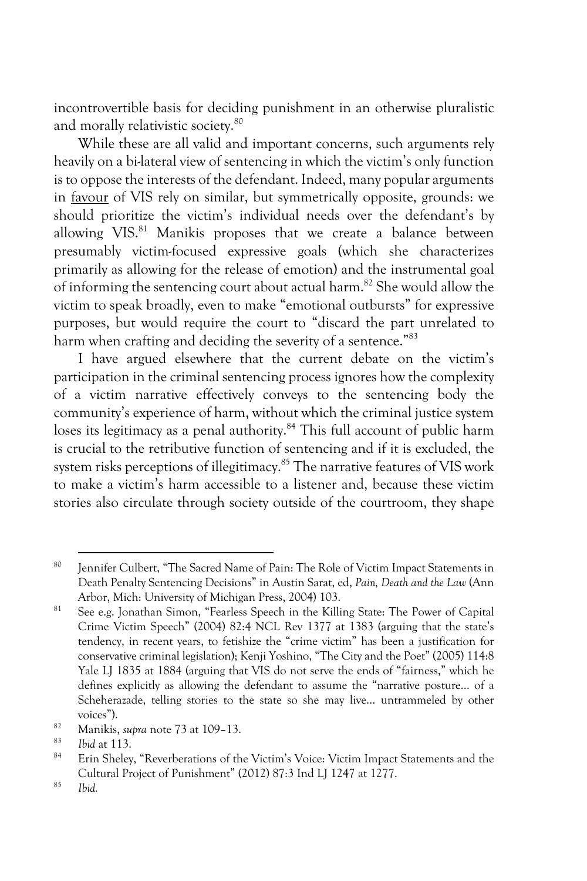incontrovertible basis for deciding punishment in an otherwise pluralistic and morally relativistic society.[80]

While these are all valid and important concerns, such arguments rely heavily on a bi-lateral view of sentencing in which the victim's only function is to oppose the interests of the defendant. Indeed, many popular arguments in favour of VIS rely on similar, but symmetrically opposite, grounds: we should prioritize the victim's individual needs over the defendant's by allowing VIS.[81] Manikis proposes that we create a balance between presumably victim-focused expressive goals (which she characterizes primarily as allowing for the release of emotion) and the instrumental goal of informing the sentencing court about actual harm.[82] She would allow the victim to speak broadly, even to make "emotional outbursts" for expressive purposes, but would require the court to "discard the part unrelated to harm when crafting and deciding the severity of a sentence."[83]

I have argued elsewhere that the current debate on the victim's participation in the criminal sentencing process ignores how the complexity of a victim narrative effectively conveys to the sentencing body the community's experience of harm, without which the criminal justice system loses its legitimacy as a penal authority.[84] This full account of public harm is crucial to the retributive function of sentencing and if it is excluded, the system risks perceptions of illegitimacy.[85] The narrative features of VIS work to make a victim's harm accessible to a listener and, because these victim stories also circulate through society outside of the courtroom, they shape

---

80 Jennifer Culbert, "The Sacred Name of Pain: The Role of Victim Impact Statements in Death Penalty Sentencing Decisions" in Austin Sarat, ed, *Pain, Death and the Law* (Ann Arbor, Mich: University of Michigan Press, 2004) 103.

81 See e.g. Jonathan Simon, "Fearless Speech in the Killing State: The Power of Capital Crime Victim Speech" (2004) 82:4 NCL Rev 1377 at 1383 (arguing that the state's tendency, in recent years, to fetishize the "crime victim" has been a justification for conservative criminal legislation); Kenji Yoshino, "The City and the Poet" (2005) 114:8 Yale LJ 1835 at 1884 (arguing that VIS do not serve the ends of "fairness," which he defines explicitly as allowing the defendant to assume the "narrative posture… of a Scheherazade, telling stories to the state so she may live… untrammeled by other voices").

82 Manikis, *supra* note 73 at 109–13.

83 *Ibid* at 113.

84 Erin Sheley, "Reverberations of the Victim's Voice: Victim Impact Statements and the Cultural Project of Punishment" (2012) 87:3 Ind LJ 1247 at 1277.

85 *Ibid.*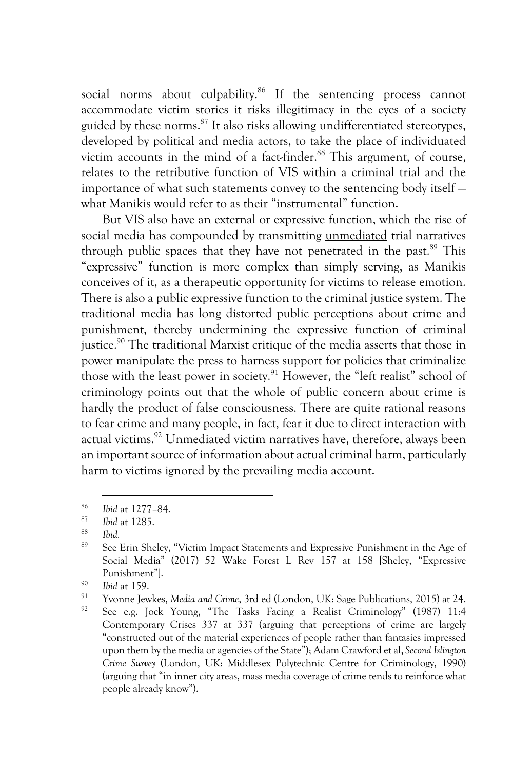social norms about culpability.[86] If the sentencing process cannot accommodate victim stories it risks illegitimacy in the eyes of a society guided by these norms.[87] It also risks allowing undifferentiated stereotypes, developed by political and media actors, to take the place of individuated victim accounts in the mind of a fact-finder.[88] This argument, of course, relates to the retributive function of VIS within a criminal trial and the importance of what such statements convey to the sentencing body itself — what Manikis would refer to as their "instrumental" function.

But VIS also have an <u>external</u> or expressive function, which the rise of social media has compounded by transmitting <u>unmediated</u> trial narratives through public spaces that they have not penetrated in the past.[89] This "expressive" function is more complex than simply serving, as Manikis conceives of it, as a therapeutic opportunity for victims to release emotion. There is also a public expressive function to the criminal justice system. The traditional media has long distorted public perceptions about crime and punishment, thereby undermining the expressive function of criminal justice.[90] The traditional Marxist critique of the media asserts that those in power manipulate the press to harness support for policies that criminalize those with the least power in society.[91] However, the "left realist" school of criminology points out that the whole of public concern about crime is hardly the product of false consciousness. There are quite rational reasons to fear crime and many people, in fact, fear it due to direct interaction with actual victims.[92] Unmediated victim narratives have, therefore, always been an important source of information about actual criminal harm, particularly harm to victims ignored by the prevailing media account.

---

[86] *Ibid* at 1277–84.

[87] *Ibid* at 1285.

[88] *Ibid.*

[89] See Erin Sheley, "Victim Impact Statements and Expressive Punishment in the Age of Social Media" (2017) 52 Wake Forest L Rev 157 at 158 [Sheley, "Expressive Punishment"].

[90] *Ibid* at 159.

[91] Yvonne Jewkes, *Media and Crime*, 3rd ed (London, UK: Sage Publications, 2015) at 24.

[92] See e.g. Jock Young, "The Tasks Facing a Realist Criminology" (1987) 11:4 Contemporary Crises 337 at 337 (arguing that perceptions of crime are largely "constructed out of the material experiences of people rather than fantasies impressed upon them by the media or agencies of the State"); Adam Crawford et al, *Second Islington Crime Survey* (London, UK: Middlesex Polytechnic Centre for Criminology, 1990) (arguing that "in inner city areas, mass media coverage of crime tends to reinforce what people already know").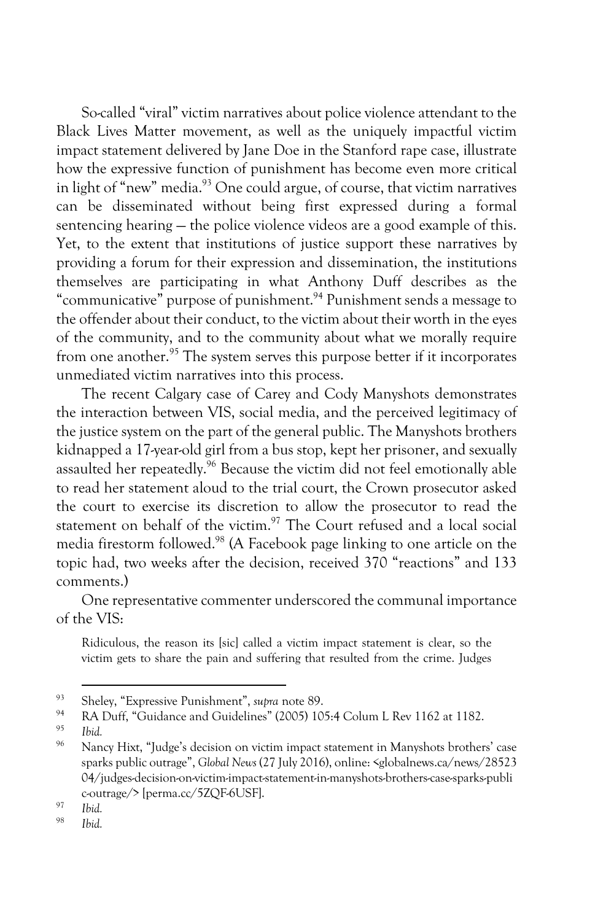So-called "viral" victim narratives about police violence attendant to the Black Lives Matter movement, as well as the uniquely impactful victim impact statement delivered by Jane Doe in the Stanford rape case, illustrate how the expressive function of punishment has become even more critical in light of "new" media.[93] One could argue, of course, that victim narratives can be disseminated without being first expressed during a formal sentencing hearing — the police violence videos are a good example of this. Yet, to the extent that institutions of justice support these narratives by providing a forum for their expression and dissemination, the institutions themselves are participating in what Anthony Duff describes as the "communicative" purpose of punishment.[94] Punishment sends a message to the offender about their conduct, to the victim about their worth in the eyes of the community, and to the community about what we morally require from one another.[95] The system serves this purpose better if it incorporates unmediated victim narratives into this process.

The recent Calgary case of Carey and Cody Manyshots demonstrates the interaction between VIS, social media, and the perceived legitimacy of the justice system on the part of the general public. The Manyshots brothers kidnapped a 17-year-old girl from a bus stop, kept her prisoner, and sexually assaulted her repeatedly.[96] Because the victim did not feel emotionally able to read her statement aloud to the trial court, the Crown prosecutor asked the court to exercise its discretion to allow the prosecutor to read the statement on behalf of the victim.[97] The Court refused and a local social media firestorm followed.[98] (A Facebook page linking to one article on the topic had, two weeks after the decision, received 370 "reactions" and 133 comments.)

One representative commenter underscored the communal importance of the VIS:

> Ridiculous, the reason its [sic] called a victim impact statement is clear, so the victim gets to share the pain and suffering that resulted from the crime. Judges

---

[93] Sheley, "Expressive Punishment", *supra* note 89.

[94] RA Duff, "Guidance and Guidelines" (2005) 105:4 Colum L Rev 1162 at 1182.

[95] *Ibid.*

[96] Nancy Hixt, "Judge's decision on victim impact statement in Manyshots brothers' case sparks public outrage", *Global News* (27 July 2016), online: <globalnews.ca/news/2852304/judges-decision-on-victim-impact-statement-in-manyshots-brothers-case-sparks-public-outrage/> [perma.cc/5ZQF-6USF].

[97] *Ibid.*

[98] *Ibid.*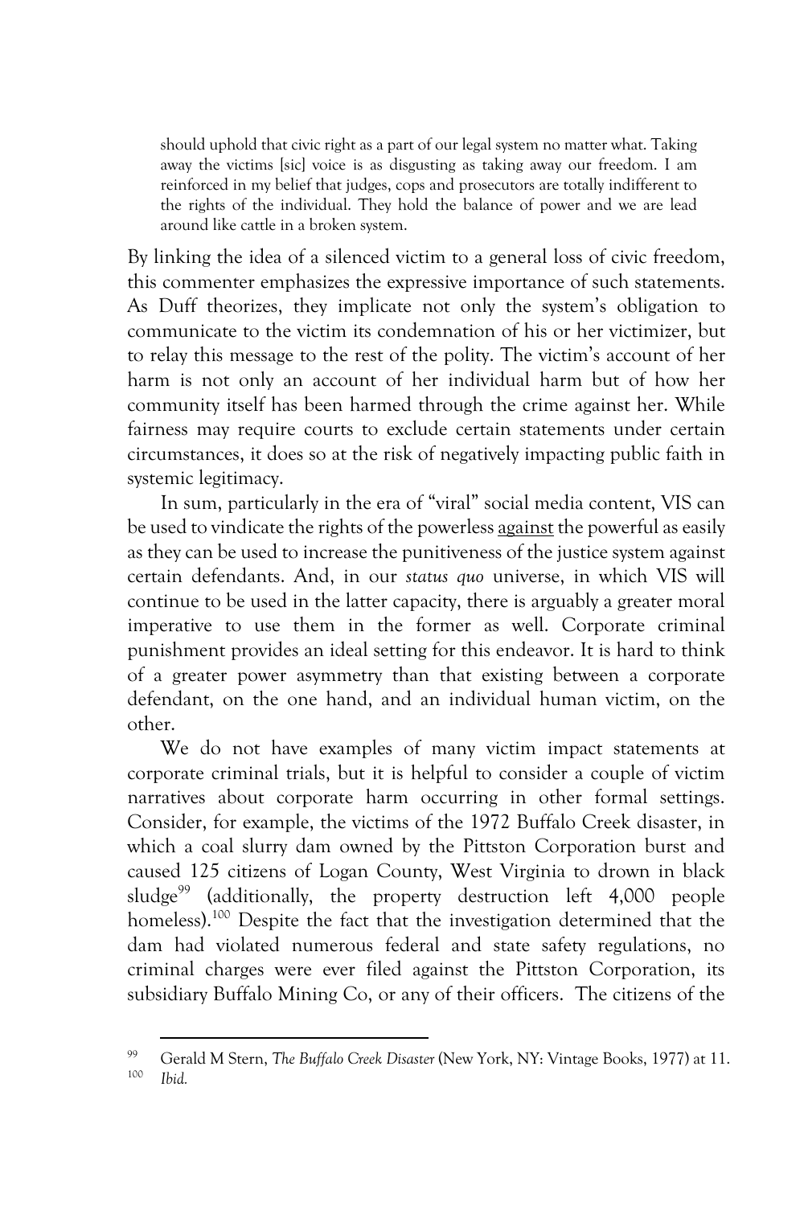> should uphold that civic right as a part of our legal system no matter what. Taking away the victims [sic] voice is as disgusting as taking away our freedom. I am reinforced in my belief that judges, cops and prosecutors are totally indifferent to the rights of the individual. They hold the balance of power and we are lead around like cattle in a broken system.

By linking the idea of a silenced victim to a general loss of civic freedom, this commenter emphasizes the expressive importance of such statements. As Duff theorizes, they implicate not only the system's obligation to communicate to the victim its condemnation of his or her victimizer, but to relay this message to the rest of the polity. The victim's account of her harm is not only an account of her individual harm but of how her community itself has been harmed through the crime against her. While fairness may require courts to exclude certain statements under certain circumstances, it does so at the risk of negatively impacting public faith in systemic legitimacy.

In sum, particularly in the era of "viral" social media content, VIS can be used to vindicate the rights of the powerless <u>against</u> the powerful as easily as they can be used to increase the punitiveness of the justice system against certain defendants. And, in our *status quo* universe, in which VIS will continue to be used in the latter capacity, there is arguably a greater moral imperative to use them in the former as well. Corporate criminal punishment provides an ideal setting for this endeavor. It is hard to think of a greater power asymmetry than that existing between a corporate defendant, on the one hand, and an individual human victim, on the other.

We do not have examples of many victim impact statements at corporate criminal trials, but it is helpful to consider a couple of victim narratives about corporate harm occurring in other formal settings. Consider, for example, the victims of the 1972 Buffalo Creek disaster, in which a coal slurry dam owned by the Pittston Corporation burst and caused 125 citizens of Logan County, West Virginia to drown in black sludge[99] (additionally, the property destruction left 4,000 people homeless).[100] Despite the fact that the investigation determined that the dam had violated numerous federal and state safety regulations, no criminal charges were ever filed against the Pittston Corporation, its subsidiary Buffalo Mining Co, or any of their officers. The citizens of the

---

[99] Gerald M Stern, *The Buffalo Creek Disaster* (New York, NY: Vintage Books, 1977) at 11.

[100] *Ibid.*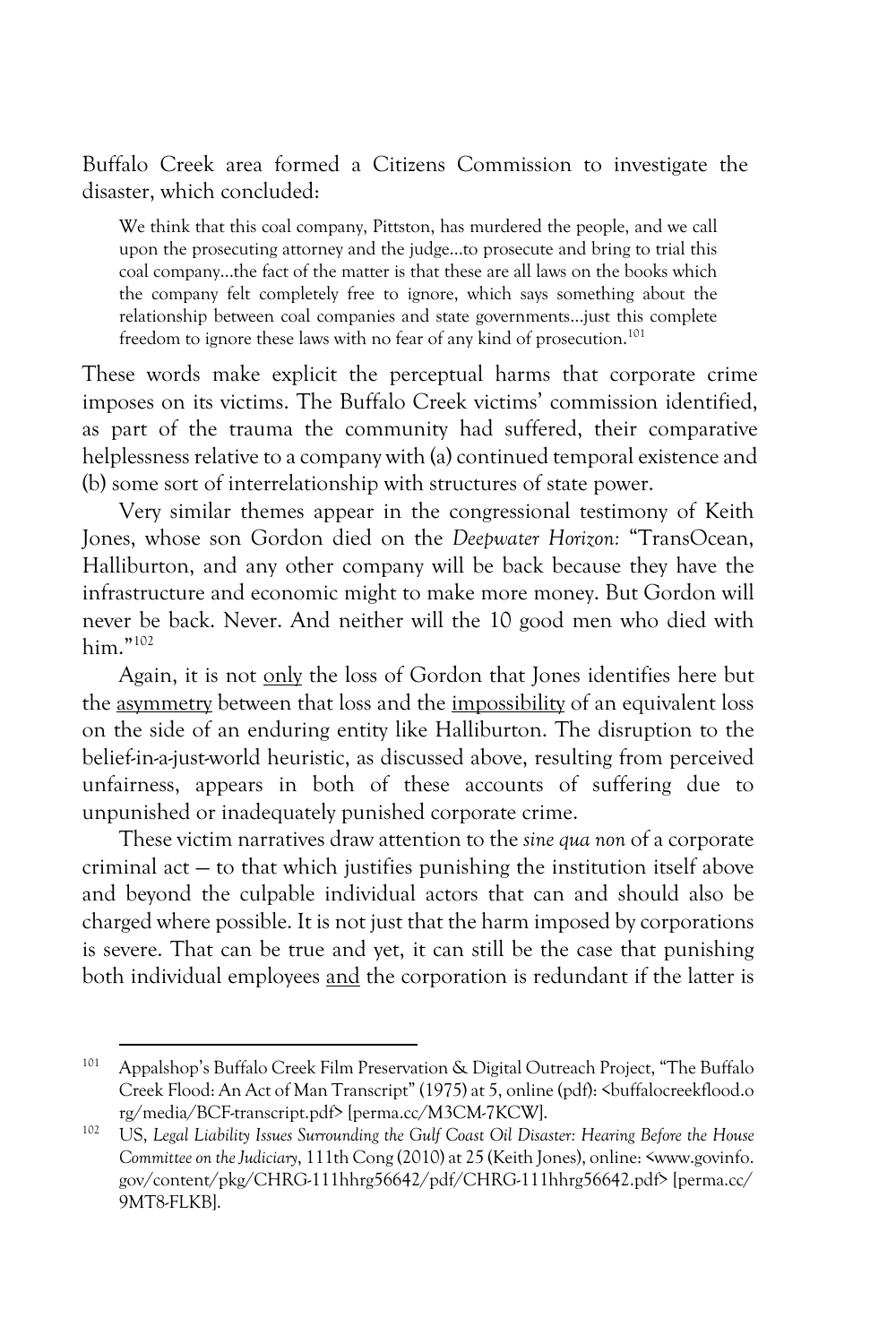Buffalo Creek area formed a Citizens Commission to investigate the disaster, which concluded:

> We think that this coal company, Pittston, has murdered the people, and we call upon the prosecuting attorney and the judge…to prosecute and bring to trial this coal company…the fact of the matter is that these are all laws on the books which the company felt completely free to ignore, which says something about the relationship between coal companies and state governments…just this complete freedom to ignore these laws with no fear of any kind of prosecution.[101]

These words make explicit the perceptual harms that corporate crime imposes on its victims. The Buffalo Creek victims' commission identified, as part of the trauma the community had suffered, their comparative helplessness relative to a company with (a) continued temporal existence and (b) some sort of interrelationship with structures of state power.

Very similar themes appear in the congressional testimony of Keith Jones, whose son Gordon died on the *Deepwater Horizon:* "TransOcean, Halliburton, and any other company will be back because they have the infrastructure and economic might to make more money. But Gordon will never be back. Never. And neither will the 10 good men who died with him."[102]

Again, it is not <u>only</u> the loss of Gordon that Jones identifies here but the <u>asymmetry</u> between that loss and the <u>impossibility</u> of an equivalent loss on the side of an enduring entity like Halliburton. The disruption to the belief-in-a-just-world heuristic, as discussed above, resulting from perceived unfairness, appears in both of these accounts of suffering due to unpunished or inadequately punished corporate crime.

These victim narratives draw attention to the *sine qua non* of a corporate criminal act — to that which justifies punishing the institution itself above and beyond the culpable individual actors that can and should also be charged where possible. It is not just that the harm imposed by corporations is severe. That can be true and yet, it can still be the case that punishing both individual employees <u>and</u> the corporation is redundant if the latter is

---

[101] Appalshop's Buffalo Creek Film Preservation & Digital Outreach Project, "The Buffalo Creek Flood: An Act of Man Transcript" (1975) at 5, online (pdf): <buffalocreekflood.org/media/BCF-transcript.pdf> [perma.cc/M3CM-7KCW].

[102] US, *Legal Liability Issues Surrounding the Gulf Coast Oil Disaster: Hearing Before the House Committee on the Judiciary*, 111th Cong (2010) at 25 (Keith Jones), online: <www.govinfo.gov/content/pkg/CHRG-111hhrg56642/pdf/CHRG-111hhrg56642.pdf> [perma.cc/9MT8-FLKB].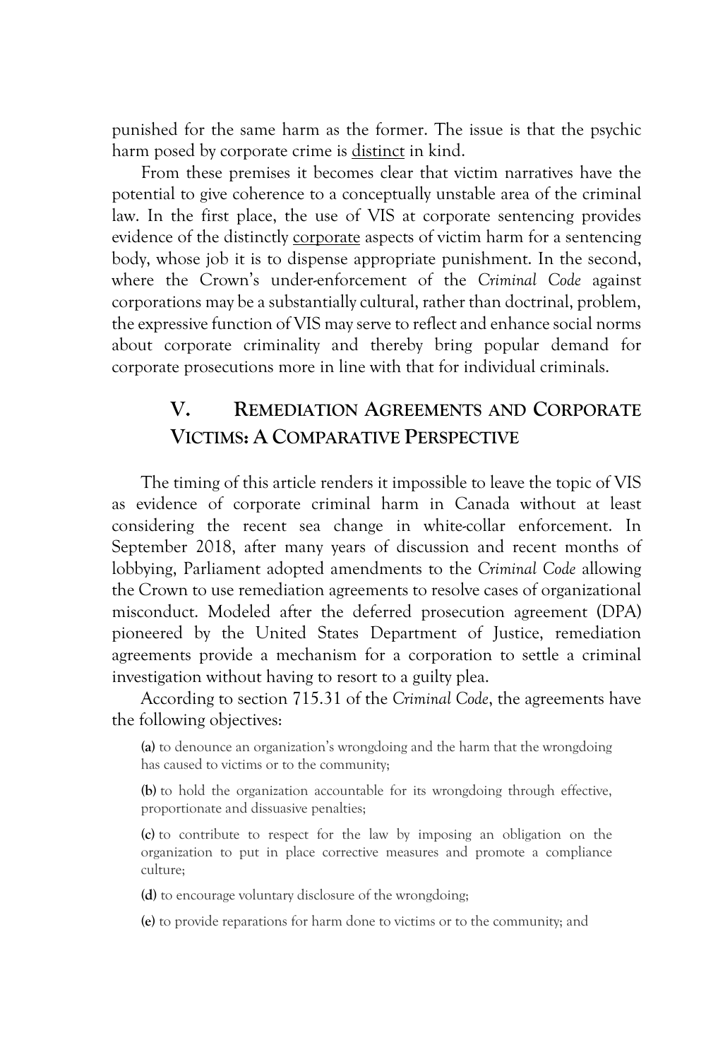punished for the same harm as the former. The issue is that the psychic harm posed by corporate crime is distinct in kind.

From these premises it becomes clear that victim narratives have the potential to give coherence to a conceptually unstable area of the criminal law. In the first place, the use of VIS at corporate sentencing provides evidence of the distinctly corporate aspects of victim harm for a sentencing body, whose job it is to dispense appropriate punishment. In the second, where the Crown's under-enforcement of the *Criminal Code* against corporations may be a substantially cultural, rather than doctrinal, problem, the expressive function of VIS may serve to reflect and enhance social norms about corporate criminality and thereby bring popular demand for corporate prosecutions more in line with that for individual criminals.

## V. Remediation Agreements and Corporate Victims: A Comparative Perspective

The timing of this article renders it impossible to leave the topic of VIS as evidence of corporate criminal harm in Canada without at least considering the recent sea change in white-collar enforcement. In September 2018, after many years of discussion and recent months of lobbying, Parliament adopted amendments to the *Criminal Code* allowing the Crown to use remediation agreements to resolve cases of organizational misconduct. Modeled after the deferred prosecution agreement (DPA) pioneered by the United States Department of Justice, remediation agreements provide a mechanism for a corporation to settle a criminal investigation without having to resort to a guilty plea.

According to section 715.31 of the *Criminal Code*, the agreements have the following objectives:

> **(a)** to denounce an organization's wrongdoing and the harm that the wrongdoing has caused to victims or to the community;
>
> **(b)** to hold the organization accountable for its wrongdoing through effective, proportionate and dissuasive penalties;
>
> **(c)** to contribute to respect for the law by imposing an obligation on the organization to put in place corrective measures and promote a compliance culture;
>
> **(d)** to encourage voluntary disclosure of the wrongdoing;
>
> **(e)** to provide reparations for harm done to victims or to the community; and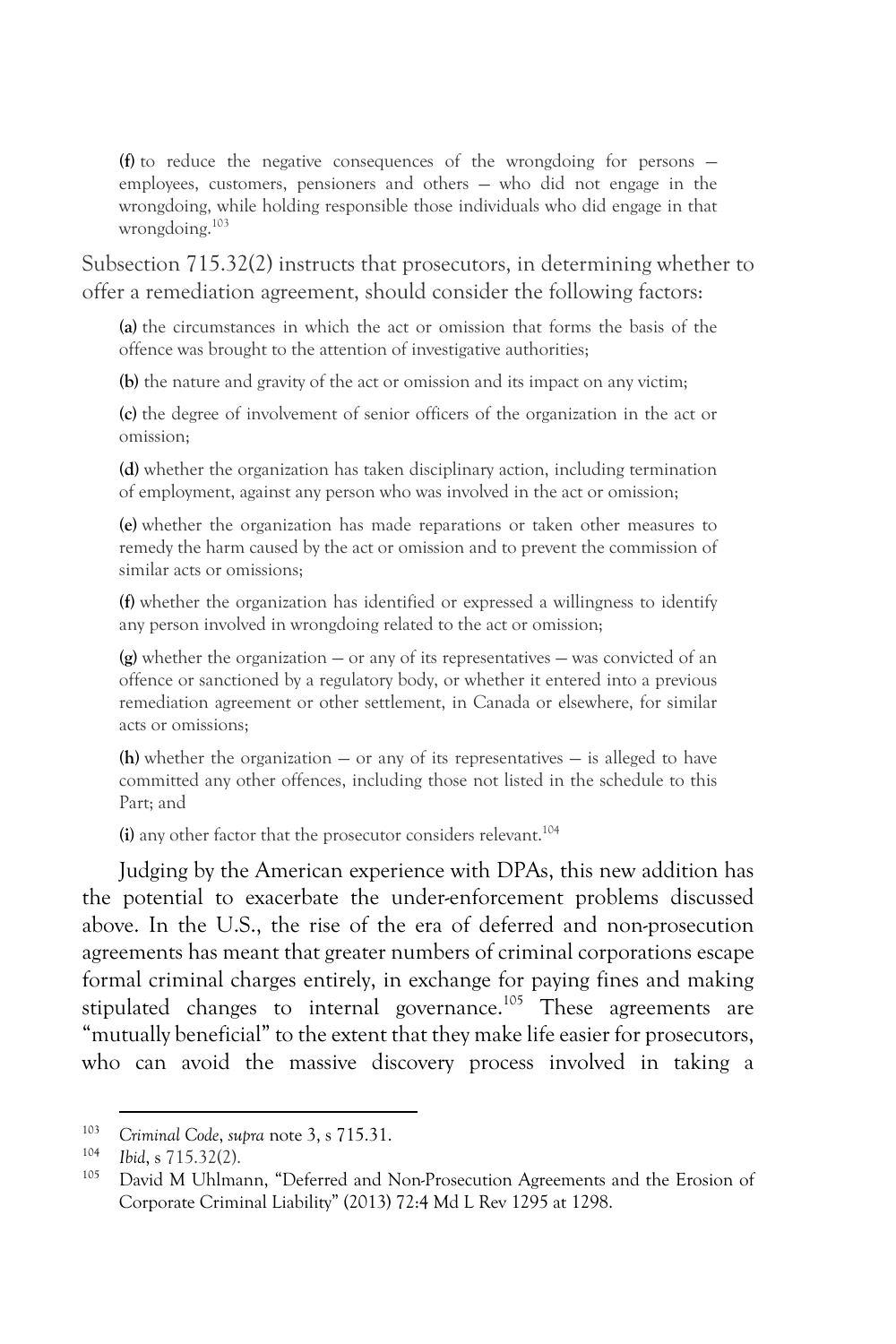> **(f)** to reduce the negative consequences of the wrongdoing for persons — employees, customers, pensioners and others — who did not engage in the wrongdoing, while holding responsible those individuals who did engage in that wrongdoing.[103]

Subsection 715.32(2) instructs that prosecutors, in determining whether to offer a remediation agreement, should consider the following factors:

> **(a)** the circumstances in which the act or omission that forms the basis of the offence was brought to the attention of investigative authorities;
>
> **(b)** the nature and gravity of the act or omission and its impact on any victim;
>
> **(c)** the degree of involvement of senior officers of the organization in the act or omission;
>
> **(d)** whether the organization has taken disciplinary action, including termination of employment, against any person who was involved in the act or omission;
>
> **(e)** whether the organization has made reparations or taken other measures to remedy the harm caused by the act or omission and to prevent the commission of similar acts or omissions;
>
> **(f)** whether the organization has identified or expressed a willingness to identify any person involved in wrongdoing related to the act or omission;
>
> **(g)** whether the organization — or any of its representatives — was convicted of an offence or sanctioned by a regulatory body, or whether it entered into a previous remediation agreement or other settlement, in Canada or elsewhere, for similar acts or omissions;
>
> **(h)** whether the organization — or any of its representatives — is alleged to have committed any other offences, including those not listed in the schedule to this Part; and
>
> **(i)** any other factor that the prosecutor considers relevant.[104]

Judging by the American experience with DPAs, this new addition has the potential to exacerbate the under-enforcement problems discussed above. In the U.S., the rise of the era of deferred and non-prosecution agreements has meant that greater numbers of criminal corporations escape formal criminal charges entirely, in exchange for paying fines and making stipulated changes to internal governance.[105] These agreements are "mutually beneficial" to the extent that they make life easier for prosecutors, who can avoid the massive discovery process involved in taking a

---

[103] *Criminal Code*, *supra* note 3, s 715.31.

[104] *Ibid*, s 715.32(2).

[105] David M Uhlmann, "Deferred and Non-Prosecution Agreements and the Erosion of Corporate Criminal Liability" (2013) 72:4 Md L Rev 1295 at 1298.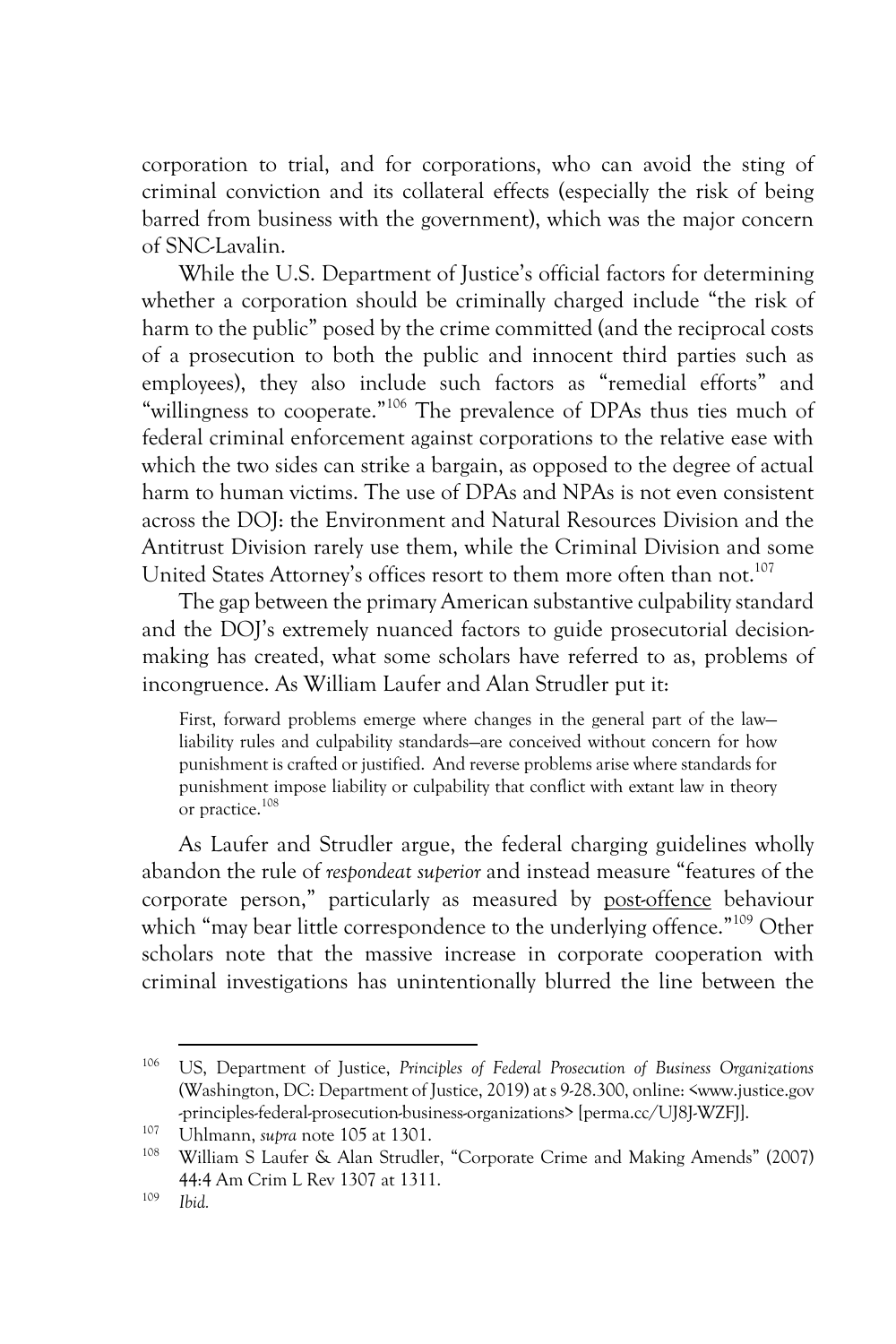corporation to trial, and for corporations, who can avoid the sting of criminal conviction and its collateral effects (especially the risk of being barred from business with the government), which was the major concern of SNC-Lavalin.

While the U.S. Department of Justice's official factors for determining whether a corporation should be criminally charged include "the risk of harm to the public" posed by the crime committed (and the reciprocal costs of a prosecution to both the public and innocent third parties such as employees), they also include such factors as "remedial efforts" and "willingness to cooperate."[106] The prevalence of DPAs thus ties much of federal criminal enforcement against corporations to the relative ease with which the two sides can strike a bargain, as opposed to the degree of actual harm to human victims. The use of DPAs and NPAs is not even consistent across the DOJ: the Environment and Natural Resources Division and the Antitrust Division rarely use them, while the Criminal Division and some United States Attorney's offices resort to them more often than not.[107]

The gap between the primary American substantive culpability standard and the DOJ's extremely nuanced factors to guide prosecutorial decision-making has created, what some scholars have referred to as, problems of incongruence. As William Laufer and Alan Strudler put it:

> First, forward problems emerge where changes in the general part of the law—liability rules and culpability standards—are conceived without concern for how punishment is crafted or justified. And reverse problems arise where standards for punishment impose liability or culpability that conflict with extant law in theory or practice.[108]

As Laufer and Strudler argue, the federal charging guidelines wholly abandon the rule of *respondeat superior* and instead measure "features of the corporate person," particularly as measured by post-offence behaviour which "may bear little correspondence to the underlying offence."[109] Other scholars note that the massive increase in corporate cooperation with criminal investigations has unintentionally blurred the line between the

---

[106] US, Department of Justice, *Principles of Federal Prosecution of Business Organizations* (Washington, DC: Department of Justice, 2019) at s 9-28.300, online: <www.justice.gov-principles-federal-prosecution-business-organizations> [perma.cc/UJ8J-WZFJ].

[107] Uhlmann, *supra* note 105 at 1301.

[108] William S Laufer & Alan Strudler, "Corporate Crime and Making Amends" (2007) 44:4 Am Crim L Rev 1307 at 1311.

[109] *Ibid.*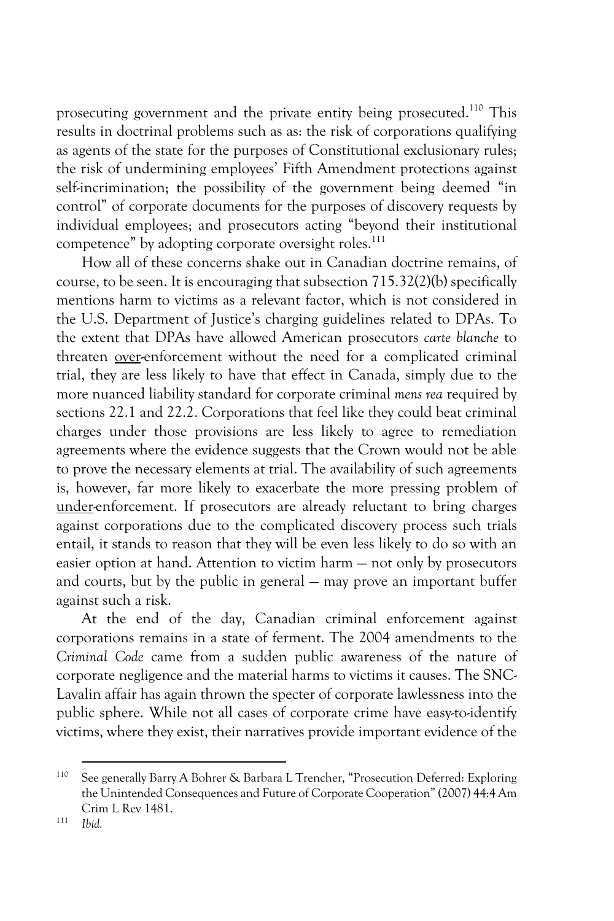prosecuting government and the private entity being prosecuted.[110] This results in doctrinal problems such as as: the risk of corporations qualifying as agents of the state for the purposes of Constitutional exclusionary rules; the risk of undermining employees' Fifth Amendment protections against self-incrimination; the possibility of the government being deemed "in control" of corporate documents for the purposes of discovery requests by individual employees; and prosecutors acting "beyond their institutional competence" by adopting corporate oversight roles.[111]

How all of these concerns shake out in Canadian doctrine remains, of course, to be seen. It is encouraging that subsection 715.32(2)(b) specifically mentions harm to victims as a relevant factor, which is not considered in the U.S. Department of Justice's charging guidelines related to DPAs. To the extent that DPAs have allowed American prosecutors *carte blanche* to threaten <u>over</u>-enforcement without the need for a complicated criminal trial, they are less likely to have that effect in Canada, simply due to the more nuanced liability standard for corporate criminal *mens rea* required by sections 22.1 and 22.2. Corporations that feel like they could beat criminal charges under those provisions are less likely to agree to remediation agreements where the evidence suggests that the Crown would not be able to prove the necessary elements at trial. The availability of such agreements is, however, far more likely to exacerbate the more pressing problem of <u>under</u>-enforcement. If prosecutors are already reluctant to bring charges against corporations due to the complicated discovery process such trials entail, it stands to reason that they will be even less likely to do so with an easier option at hand. Attention to victim harm — not only by prosecutors and courts, but by the public in general — may prove an important buffer against such a risk.

At the end of the day, Canadian criminal enforcement against corporations remains in a state of ferment. The 2004 amendments to the *Criminal Code* came from a sudden public awareness of the nature of corporate negligence and the material harms to victims it causes. The SNC-Lavalin affair has again thrown the specter of corporate lawlessness into the public sphere. While not all cases of corporate crime have easy-to-identify victims, where they exist, their narratives provide important evidence of the

---

[110] See generally Barry A Bohrer & Barbara L Trencher, "Prosecution Deferred: Exploring the Unintended Consequences and Future of Corporate Cooperation" (2007) 44:4 Am Crim L Rev 1481.

[111] *Ibid.*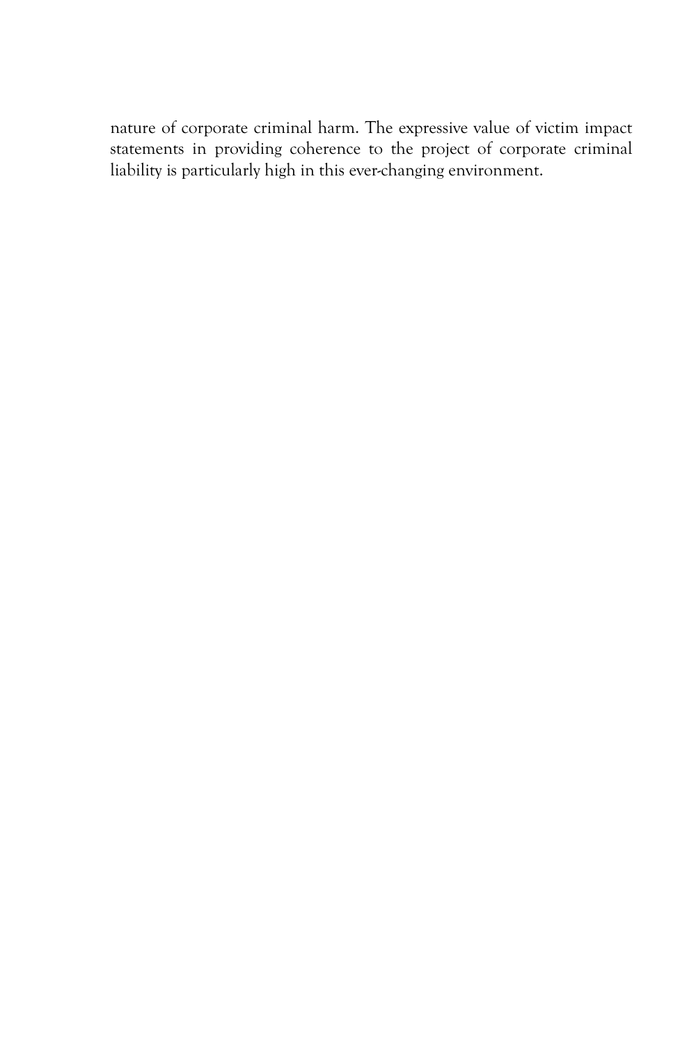nature of corporate criminal harm. The expressive value of victim impact statements in providing coherence to the project of corporate criminal liability is particularly high in this ever-changing environment.